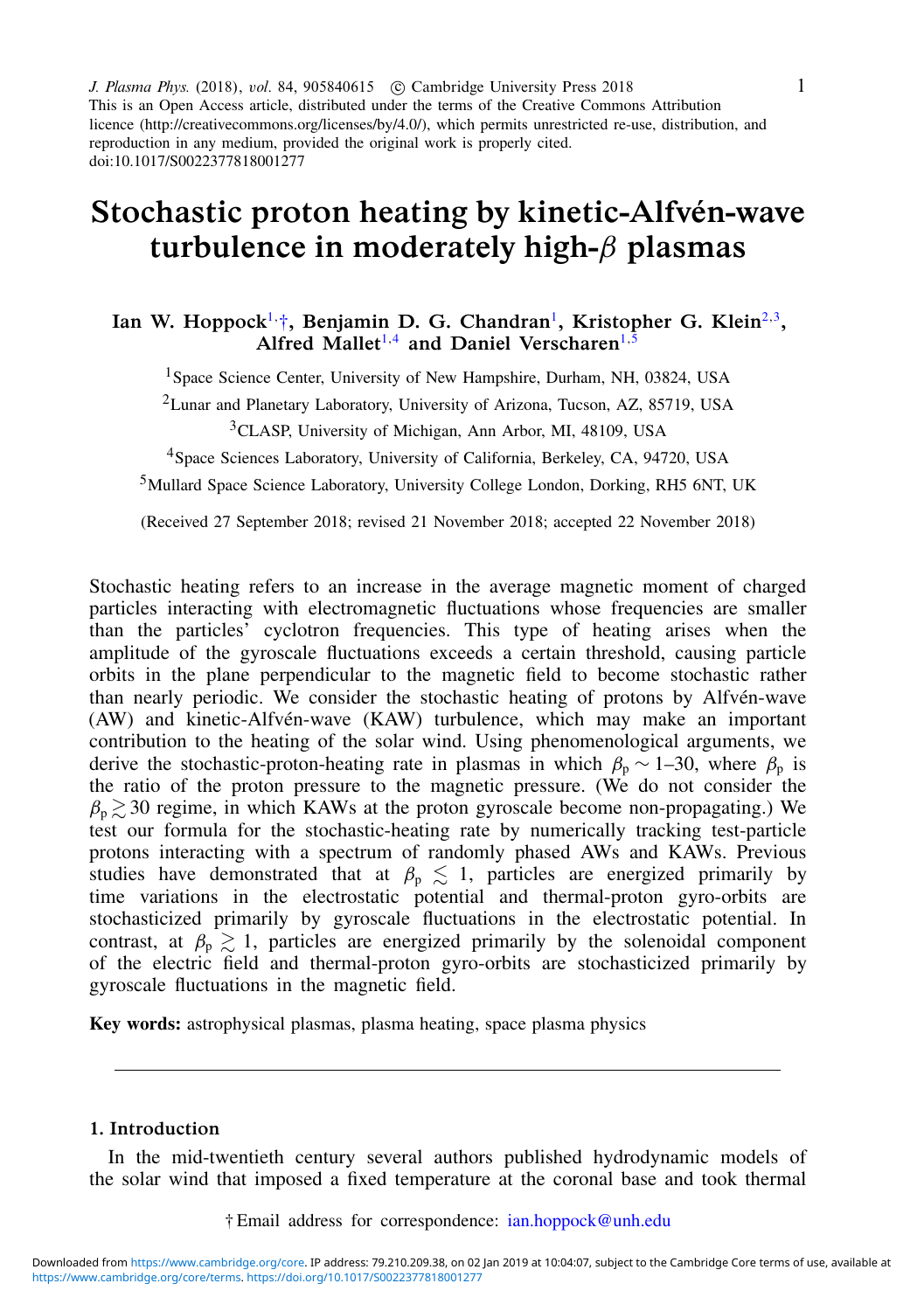J. Plasma Phys. (2018), vol. 84, 905840615 © Cambridge University Press 2018
This is an Open Access article, distributed under the terms of the Creative Commons Attribution licence (http://creativecommons.org/licenses/by/4.0/), which permits unrestricted re-use, distribution, and reproduction in any medium, provided the original work is properly cited.
doi:10.1017/S0022377818001277

# Stochastic proton heating by kinetic-Alfvén-wave turbulence in moderately high-$\beta$ plasmas

**Ian W. Hoppock[1,†], Benjamin D. G. Chandran[1], Kristopher G. Klein[2,3], Alfred Mallet[1,4] and Daniel Verscharen[1,5]**

[1]Space Science Center, University of New Hampshire, Durham, NH, 03824, USA

[2]Lunar and Planetary Laboratory, University of Arizona, Tucson, AZ, 85719, USA

[3]CLASP, University of Michigan, Ann Arbor, MI, 48109, USA

[4]Space Sciences Laboratory, University of California, Berkeley, CA, 94720, USA

[5]Mullard Space Science Laboratory, University College London, Dorking, RH5 6NT, UK

(Received 27 September 2018; revised 21 November 2018; accepted 22 November 2018)

Stochastic heating refers to an increase in the average magnetic moment of charged particles interacting with electromagnetic fluctuations whose frequencies are smaller than the particles' cyclotron frequencies. This type of heating arises when the amplitude of the gyroscale fluctuations exceeds a certain threshold, causing particle orbits in the plane perpendicular to the magnetic field to become stochastic rather than nearly periodic. We consider the stochastic heating of protons by Alfvén-wave (AW) and kinetic-Alfvén-wave (KAW) turbulence, which may make an important contribution to the heating of the solar wind. Using phenomenological arguments, we derive the stochastic-proton-heating rate in plasmas in which $\beta_p \sim 1$–$30$, where $\beta_p$ is the ratio of the proton pressure to the magnetic pressure. (We do not consider the $\beta_p \gtrsim 30$ regime, in which KAWs at the proton gyroscale become non-propagating.) We test our formula for the stochastic-heating rate by numerically tracking test-particle protons interacting with a spectrum of randomly phased AWs and KAWs. Previous studies have demonstrated that at $\beta_p \lesssim 1$, particles are energized primarily by time variations in the electrostatic potential and thermal-proton gyro-orbits are stochasticized primarily by gyroscale fluctuations in the electrostatic potential. In contrast, at $\beta_p \gtrsim 1$, particles are energized primarily by the solenoidal component of the electric field and thermal-proton gyro-orbits are stochasticized primarily by gyroscale fluctuations in the magnetic field.

**Key words:** astrophysical plasmas, plasma heating, space plasma physics

## 1. Introduction

In the mid-twentieth century several authors published hydrodynamic models of the solar wind that imposed a fixed temperature at the coronal base and took thermal

† Email address for correspondence: ian.hoppock@unh.edu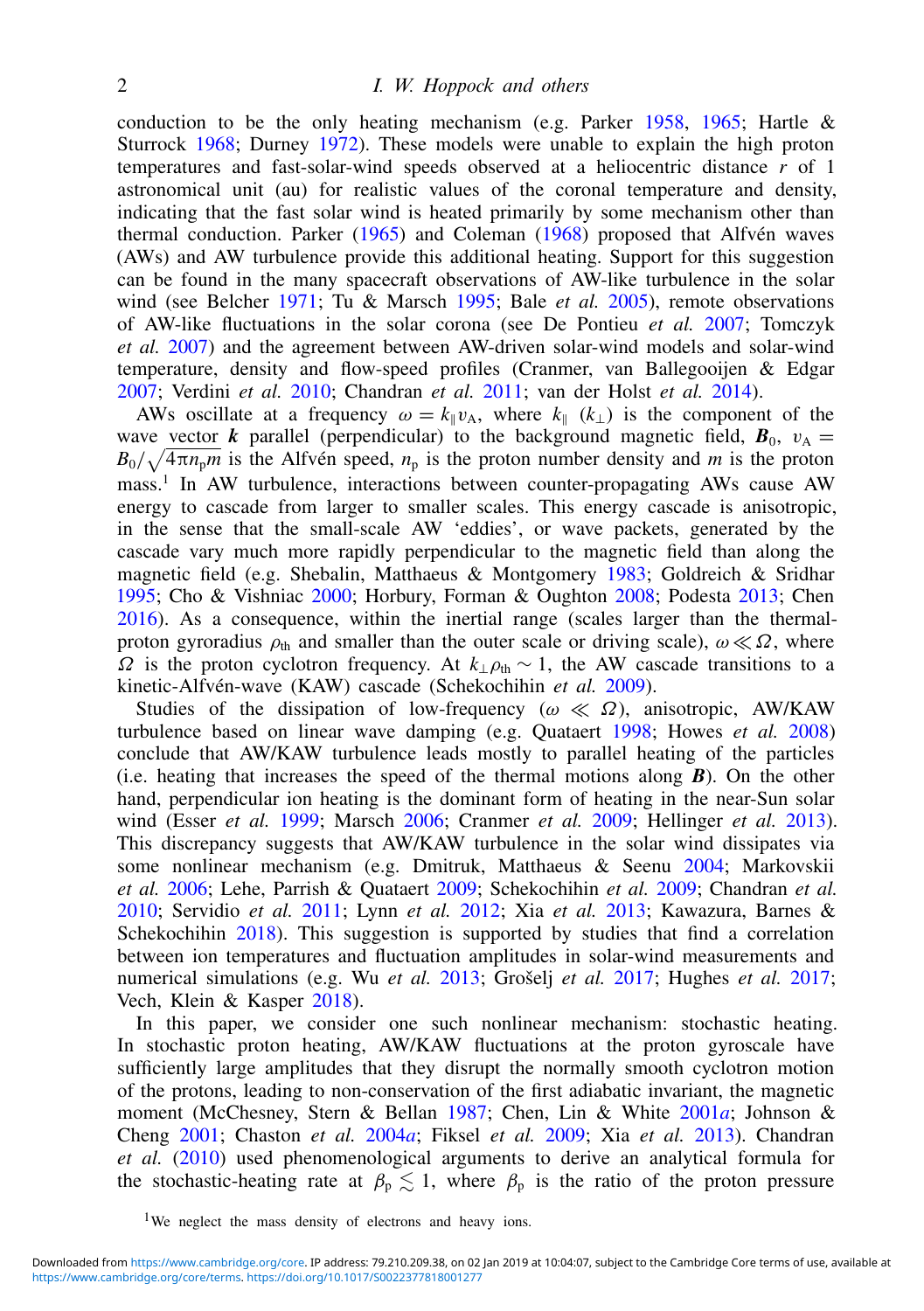conduction to be the only heating mechanism (e.g. Parker 1958, 1965; Hartle & Sturrock 1968; Durney 1972). These models were unable to explain the high proton temperatures and fast-solar-wind speeds observed at a heliocentric distance $r$ of 1 astronomical unit (au) for realistic values of the coronal temperature and density, indicating that the fast solar wind is heated primarily by some mechanism other than thermal conduction. Parker (1965) and Coleman (1968) proposed that Alfvén waves (AWs) and AW turbulence provide this additional heating. Support for this suggestion can be found in the many spacecraft observations of AW-like turbulence in the solar wind (see Belcher 1971; Tu & Marsch 1995; Bale *et al.* 2005), remote observations of AW-like fluctuations in the solar corona (see De Pontieu *et al.* 2007; Tomczyk *et al.* 2007) and the agreement between AW-driven solar-wind models and solar-wind temperature, density and flow-speed profiles (Cranmer, van Ballegooijen & Edgar 2007; Verdini *et al.* 2010; Chandran *et al.* 2011; van der Holst *et al.* 2014).

AWs oscillate at a frequency $\omega = k_\parallel v_A$, where $k_\parallel$ ($k_\perp$) is the component of the wave vector $\boldsymbol{k}$ parallel (perpendicular) to the background magnetic field, $\boldsymbol{B}_0$, $v_A = B_0/\sqrt{4\pi n_p m}$ is the Alfvén speed, $n_p$ is the proton number density and $m$ is the proton mass.[1] In AW turbulence, interactions between counter-propagating AWs cause AW energy to cascade from larger to smaller scales. This energy cascade is anisotropic, in the sense that the small-scale AW 'eddies', or wave packets, generated by the cascade vary much more rapidly perpendicular to the magnetic field than along the magnetic field (e.g. Shebalin, Matthaeus & Montgomery 1983; Goldreich & Sridhar 1995; Cho & Vishniac 2000; Horbury, Forman & Oughton 2008; Podesta 2013; Chen 2016). As a consequence, within the inertial range (scales larger than the thermal-proton gyroradius $\rho_{th}$ and smaller than the outer scale or driving scale), $\omega \ll \Omega$, where $\Omega$ is the proton cyclotron frequency. At $k_\perp \rho_{th} \sim 1$, the AW cascade transitions to a kinetic-Alfvén-wave (KAW) cascade (Schekochihin *et al.* 2009).

Studies of the dissipation of low-frequency ($\omega \ll \Omega$), anisotropic, AW/KAW turbulence based on linear wave damping (e.g. Quataert 1998; Howes *et al.* 2008) conclude that AW/KAW turbulence leads mostly to parallel heating of the particles (i.e. heating that increases the speed of the thermal motions along $\boldsymbol{B}$). On the other hand, perpendicular ion heating is the dominant form of heating in the near-Sun solar wind (Esser *et al.* 1999; Marsch 2006; Cranmer *et al.* 2009; Hellinger *et al.* 2013). This discrepancy suggests that AW/KAW turbulence in the solar wind dissipates via some nonlinear mechanism (e.g. Dmitruk, Matthaeus & Seenu 2004; Markovskii *et al.* 2006; Lehe, Parrish & Quataert 2009; Schekochihin *et al.* 2009; Chandran *et al.* 2010; Servidio *et al.* 2011; Lynn *et al.* 2012; Xia *et al.* 2013; Kawazura, Barnes & Schekochihin 2018). This suggestion is supported by studies that find a correlation between ion temperatures and fluctuation amplitudes in solar-wind measurements and numerical simulations (e.g. Wu *et al.* 2013; Grošelj *et al.* 2017; Hughes *et al.* 2017; Vech, Klein & Kasper 2018).

In this paper, we consider one such nonlinear mechanism: stochastic heating. In stochastic proton heating, AW/KAW fluctuations at the proton gyroscale have sufficiently large amplitudes that they disrupt the normally smooth cyclotron motion of the protons, leading to non-conservation of the first adiabatic invariant, the magnetic moment (McChesney, Stern & Bellan 1987; Chen, Lin & White 2001*a*; Johnson & Cheng 2001; Chaston *et al.* 2004*a*; Fiksel *et al.* 2009; Xia *et al.* 2013). Chandran *et al.* (2010) used phenomenological arguments to derive an analytical formula for the stochastic-heating rate at $\beta_p \lesssim 1$, where $\beta_p$ is the ratio of the proton pressure

[1]We neglect the mass density of electrons and heavy ions.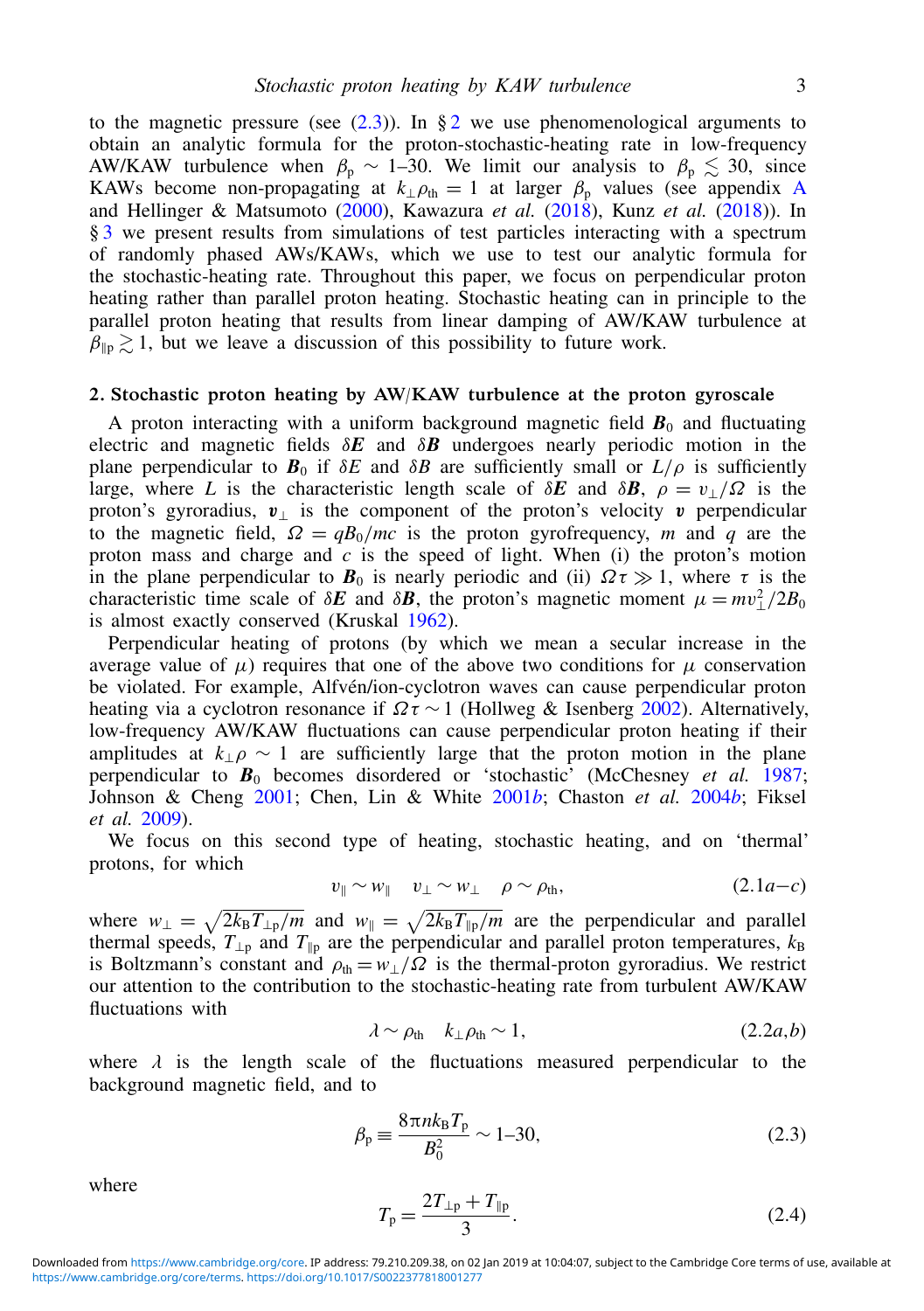to the magnetic pressure (see (2.3)). In § 2 we use phenomenological arguments to obtain an analytic formula for the proton-stochastic-heating rate in low-frequency AW/KAW turbulence when $\beta_p \sim 1$–30. We limit our analysis to $\beta_p \lesssim 30$, since KAWs become non-propagating at $k_\perp \rho_{th} = 1$ at larger $\beta_p$ values (see appendix A and Hellinger & Matsumoto (2000), Kawazura *et al.* (2018), Kunz *et al.* (2018)). In § 3 we present results from simulations of test particles interacting with a spectrum of randomly phased AWs/KAWs, which we use to test our analytic formula for the stochastic-heating rate. Throughout this paper, we focus on perpendicular proton heating rather than parallel proton heating. Stochastic heating can in principle to the parallel proton heating that results from linear damping of AW/KAW turbulence at $\beta_{\parallel p} \gtrsim 1$, but we leave a discussion of this possibility to future work.

## 2. Stochastic proton heating by AW/KAW turbulence at the proton gyroscale

A proton interacting with a uniform background magnetic field $\boldsymbol{B}_0$ and fluctuating electric and magnetic fields $\delta\boldsymbol{E}$ and $\delta\boldsymbol{B}$ undergoes nearly periodic motion in the plane perpendicular to $\boldsymbol{B}_0$ if $\delta E$ and $\delta B$ are sufficiently small or $L/\rho$ is sufficiently large, where $L$ is the characteristic length scale of $\delta\boldsymbol{E}$ and $\delta\boldsymbol{B}$, $\rho = v_\perp/\Omega$ is the proton's gyroradius, $\boldsymbol{v}_\perp$ is the component of the proton's velocity $\boldsymbol{v}$ perpendicular to the magnetic field, $\Omega = qB_0/mc$ is the proton gyrofrequency, $m$ and $q$ are the proton mass and charge and $c$ is the speed of light. When (i) the proton's motion in the plane perpendicular to $\boldsymbol{B}_0$ is nearly periodic and (ii) $\Omega\tau \gg 1$, where $\tau$ is the characteristic time scale of $\delta\boldsymbol{E}$ and $\delta\boldsymbol{B}$, the proton's magnetic moment $\mu = mv_\perp^2/2B_0$ is almost exactly conserved (Kruskal 1962).

Perpendicular heating of protons (by which we mean a secular increase in the average value of $\mu$) requires that one of the above two conditions for $\mu$ conservation be violated. For example, Alfvén/ion-cyclotron waves can cause perpendicular proton heating via a cyclotron resonance if $\Omega\tau \sim 1$ (Hollweg & Isenberg 2002). Alternatively, low-frequency AW/KAW fluctuations can cause perpendicular proton heating if their amplitudes at $k_\perp\rho \sim 1$ are sufficiently large that the proton motion in the plane perpendicular to $\boldsymbol{B}_0$ becomes disordered or 'stochastic' (McChesney *et al.* 1987; Johnson & Cheng 2001; Chen, Lin & White 2001*b*; Chaston *et al.* 2004*b*; Fiksel *et al.* 2009).

We focus on this second type of heating, stochastic heating, and on 'thermal' protons, for which

$$v_\parallel \sim w_\parallel \quad v_\perp \sim w_\perp \quad \rho \sim \rho_{th}, \tag{2.1$a$–$c$}$$

where $w_\perp = \sqrt{2k_B T_{\perp p}/m}$ and $w_\parallel = \sqrt{2k_B T_{\parallel p}/m}$ are the perpendicular and parallel thermal speeds, $T_{\perp p}$ and $T_{\parallel p}$ are the perpendicular and parallel proton temperatures, $k_B$ is Boltzmann's constant and $\rho_{th} = w_\perp/\Omega$ is the thermal-proton gyroradius. We restrict our attention to the contribution to the stochastic-heating rate from turbulent AW/KAW fluctuations with

$$\lambda \sim \rho_{th} \quad k_\perp\rho_{th} \sim 1, \tag{2.2$a$,$b$}$$

where $\lambda$ is the length scale of the fluctuations measured perpendicular to the background magnetic field, and to

$$\beta_p \equiv \frac{8\pi n k_B T_p}{B_0^2} \sim 1\text{–}30, \tag{2.3}$$

where

$$T_p = \frac{2T_{\perp p} + T_{\parallel p}}{3}. \tag{2.4}$$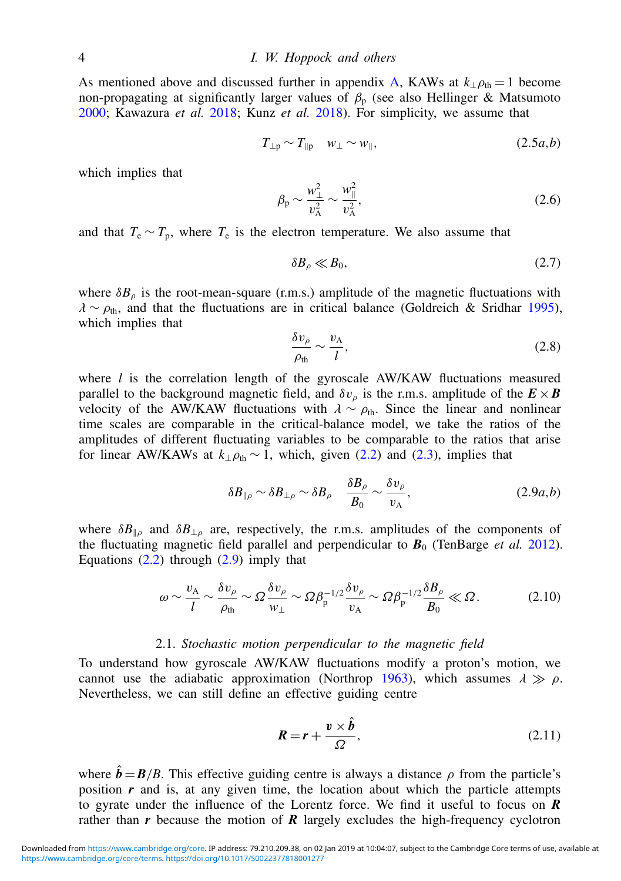As mentioned above and discussed further in appendix A, KAWs at $k_\perp \rho_{\rm th} = 1$ become non-propagating at significantly larger values of $\beta_{\rm p}$ (see also Hellinger & Matsumoto 2000; Kawazura *et al.* 2018; Kunz *et al.* 2018). For simplicity, we assume that

$$T_{\perp \rm p} \sim T_{\parallel \rm p} \quad w_\perp \sim w_\parallel, \tag{2.5$a$,$b$}$$

which implies that

$$\beta_{\rm p} \sim \frac{w_\perp^2}{v_{\rm A}^2} \sim \frac{w_\parallel^2}{v_{\rm A}^2}, \tag{2.6}$$

and that $T_{\rm e} \sim T_{\rm p}$, where $T_{\rm e}$ is the electron temperature. We also assume that

$$\delta B_\rho \ll B_0, \tag{2.7}$$

where $\delta B_\rho$ is the root-mean-square (r.m.s.) amplitude of the magnetic fluctuations with $\lambda \sim \rho_{\rm th}$, and that the fluctuations are in critical balance (Goldreich & Sridhar 1995), which implies that

$$\frac{\delta v_\rho}{\rho_{\rm th}} \sim \frac{v_{\rm A}}{l}, \tag{2.8}$$

where $l$ is the correlation length of the gyroscale AW/KAW fluctuations measured parallel to the background magnetic field, and $\delta v_\rho$ is the r.m.s. amplitude of the $\boldsymbol{E} \times \boldsymbol{B}$ velocity of the AW/KAW fluctuations with $\lambda \sim \rho_{\rm th}$. Since the linear and nonlinear time scales are comparable in the critical-balance model, we take the ratios of the amplitudes of different fluctuating variables to be comparable to the ratios that arise for linear AW/KAWs at $k_\perp \rho_{\rm th} \sim 1$, which, given (2.2) and (2.3), implies that

$$\delta B_{\parallel \rho} \sim \delta B_{\perp \rho} \sim \delta B_\rho \quad \frac{\delta B_\rho}{B_0} \sim \frac{\delta v_\rho}{v_{\rm A}}, \tag{2.9$a$,$b$}$$

where $\delta B_{\parallel \rho}$ and $\delta B_{\perp \rho}$ are, respectively, the r.m.s. amplitudes of the components of the fluctuating magnetic field parallel and perpendicular to $\boldsymbol{B}_0$ (TenBarge *et al.* 2012). Equations (2.2) through (2.9) imply that

$$\omega \sim \frac{v_{\rm A}}{l} \sim \frac{\delta v_\rho}{\rho_{\rm th}} \sim \Omega \frac{\delta v_\rho}{w_\perp} \sim \Omega \beta_{\rm p}^{-1/2} \frac{\delta v_\rho}{v_{\rm A}} \sim \Omega \beta_{\rm p}^{-1/2} \frac{\delta B_\rho}{B_0} \ll \Omega. \tag{2.10}$$

### 2.1. *Stochastic motion perpendicular to the magnetic field*

To understand how gyroscale AW/KAW fluctuations modify a proton's motion, we cannot use the adiabatic approximation (Northrop 1963), which assumes $\lambda \gg \rho$. Nevertheless, we can still define an effective guiding centre

$$\boldsymbol{R} = \boldsymbol{r} + \frac{\boldsymbol{v} \times \hat{\boldsymbol{b}}}{\Omega}, \tag{2.11}$$

where $\hat{\boldsymbol{b}} = \boldsymbol{B}/B$. This effective guiding centre is always a distance $\rho$ from the particle's position $\boldsymbol{r}$ and is, at any given time, the location about which the particle attempts to gyrate under the influence of the Lorentz force. We find it useful to focus on $\boldsymbol{R}$ rather than $\boldsymbol{r}$ because the motion of $\boldsymbol{R}$ largely excludes the high-frequency cyclotron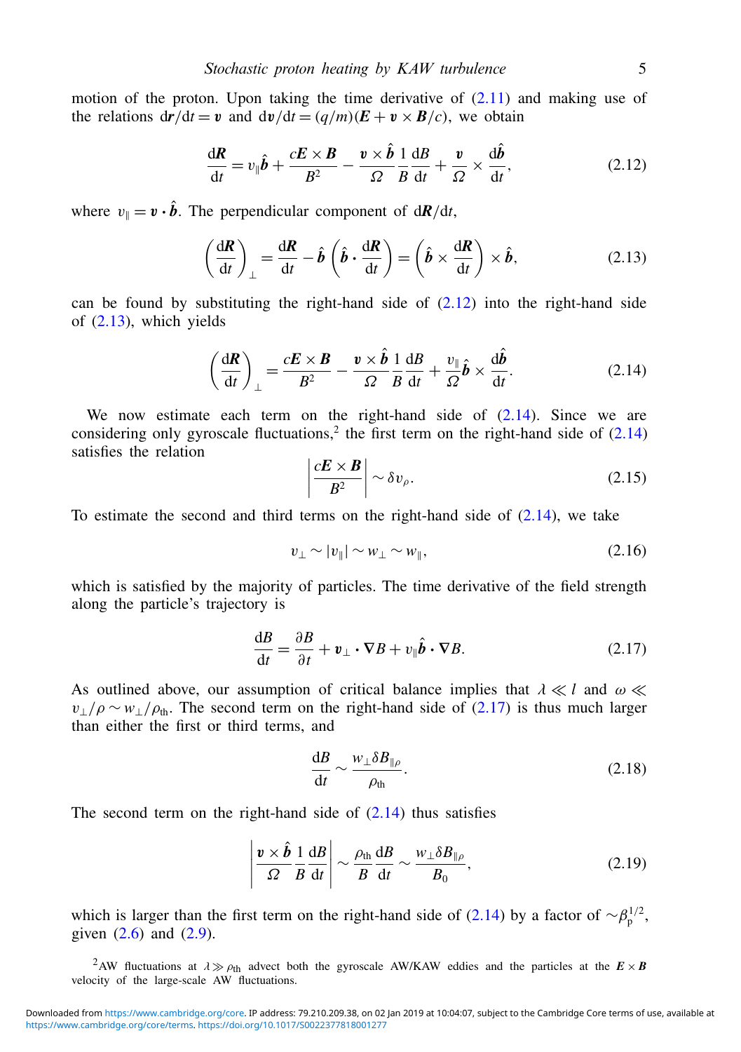motion of the proton. Upon taking the time derivative of (2.11) and making use of the relations $\mathrm{d}\boldsymbol{r}/\mathrm{d}t = \boldsymbol{v}$ and $\mathrm{d}\boldsymbol{v}/\mathrm{d}t = (q/m)(\boldsymbol{E} + \boldsymbol{v}\times\boldsymbol{B}/c)$, we obtain

$$\frac{\mathrm{d}\boldsymbol{R}}{\mathrm{d}t} = v_\parallel \hat{\boldsymbol{b}} + \frac{c\boldsymbol{E}\times\boldsymbol{B}}{B^2} - \frac{\boldsymbol{v}\times\hat{\boldsymbol{b}}}{\varOmega}\frac{1}{B}\frac{\mathrm{d}B}{\mathrm{d}t} + \frac{\boldsymbol{v}}{\varOmega}\times\frac{\mathrm{d}\hat{\boldsymbol{b}}}{\mathrm{d}t}, \tag{2.12}$$

where $v_\parallel = \boldsymbol{v}\cdot\hat{\boldsymbol{b}}$. The perpendicular component of $\mathrm{d}\boldsymbol{R}/\mathrm{d}t$,

$$\left(\frac{\mathrm{d}\boldsymbol{R}}{\mathrm{d}t}\right)_\perp = \frac{\mathrm{d}\boldsymbol{R}}{\mathrm{d}t} - \hat{\boldsymbol{b}}\left(\hat{\boldsymbol{b}}\cdot\frac{\mathrm{d}\boldsymbol{R}}{\mathrm{d}t}\right) = \left(\hat{\boldsymbol{b}}\times\frac{\mathrm{d}\boldsymbol{R}}{\mathrm{d}t}\right)\times\hat{\boldsymbol{b}}, \tag{2.13}$$

can be found by substituting the right-hand side of (2.12) into the right-hand side of (2.13), which yields

$$\left(\frac{\mathrm{d}\boldsymbol{R}}{\mathrm{d}t}\right)_\perp = \frac{c\boldsymbol{E}\times\boldsymbol{B}}{B^2} - \frac{\boldsymbol{v}\times\hat{\boldsymbol{b}}}{\varOmega}\frac{1}{B}\frac{\mathrm{d}B}{\mathrm{d}t} + \frac{v_\parallel}{\varOmega}\hat{\boldsymbol{b}}\times\frac{\mathrm{d}\hat{\boldsymbol{b}}}{\mathrm{d}t}. \tag{2.14}$$

We now estimate each term on the right-hand side of (2.14). Since we are considering only gyroscale fluctuations,[2] the first term on the right-hand side of (2.14) satisfies the relation

$$\left|\frac{c\boldsymbol{E}\times\boldsymbol{B}}{B^2}\right| \sim \delta v_\rho. \tag{2.15}$$

To estimate the second and third terms on the right-hand side of (2.14), we take

$$v_\perp \sim |v_\parallel| \sim w_\perp \sim w_\parallel, \tag{2.16}$$

which is satisfied by the majority of particles. The time derivative of the field strength along the particle's trajectory is

$$\frac{\mathrm{d}B}{\mathrm{d}t} = \frac{\partial B}{\partial t} + \boldsymbol{v}_\perp\cdot\boldsymbol{\nabla}B + v_\parallel\hat{\boldsymbol{b}}\cdot\boldsymbol{\nabla}B. \tag{2.17}$$

As outlined above, our assumption of critical balance implies that $\lambda \ll l$ and $\omega \ll v_\perp/\rho \sim w_\perp/\rho_{\mathrm{th}}$. The second term on the right-hand side of (2.17) is thus much larger than either the first or third terms, and

$$\frac{\mathrm{d}B}{\mathrm{d}t} \sim \frac{w_\perp \delta B_{\parallel\rho}}{\rho_{\mathrm{th}}}. \tag{2.18}$$

The second term on the right-hand side of (2.14) thus satisfies

$$\left|\frac{\boldsymbol{v}\times\hat{\boldsymbol{b}}}{\varOmega}\frac{1}{B}\frac{\mathrm{d}B}{\mathrm{d}t}\right| \sim \frac{\rho_{\mathrm{th}}}{B}\frac{\mathrm{d}B}{\mathrm{d}t} \sim \frac{w_\perp\delta B_{\parallel\rho}}{B_0}, \tag{2.19}$$

which is larger than the first term on the right-hand side of (2.14) by a factor of $\sim\beta_{\mathrm{p}}^{1/2}$, given (2.6) and (2.9).

[2] AW fluctuations at $\lambda \gg \rho_{\mathrm{th}}$ advect both the gyroscale AW/KAW eddies and the particles at the $\boldsymbol{E}\times\boldsymbol{B}$ velocity of the large-scale AW fluctuations.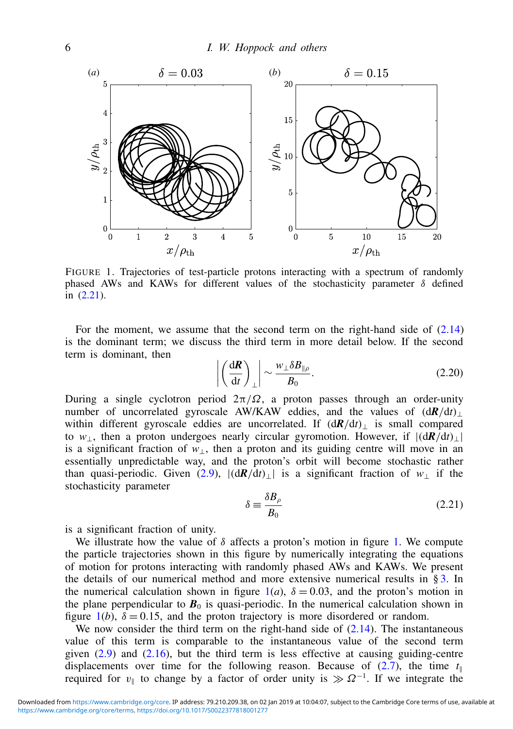FIGURE 1. Trajectories of test-particle protons interacting with a spectrum of randomly phased AWs and KAWs for different values of the stochasticity parameter $\delta$ defined in (2.21).

For the moment, we assume that the second term on the right-hand side of (2.14) is the dominant term; we discuss the third term in more detail below. If the second term is dominant, then

$$\left| \left( \frac{\mathrm{d}\boldsymbol{R}}{\mathrm{d}t} \right)_{\perp} \right| \sim \frac{w_{\perp} \delta B_{\parallel \rho}}{B_0}. \tag{2.20}$$

During a single cyclotron period $2\pi/\Omega$, a proton passes through an order-unity number of uncorrelated gyroscale AW/KAW eddies, and the values of $(\mathrm{d}\boldsymbol{R}/\mathrm{d}t)_{\perp}$ within different gyroscale eddies are uncorrelated. If $(\mathrm{d}\boldsymbol{R}/\mathrm{d}t)_{\perp}$ is small compared to $w_{\perp}$, then a proton undergoes nearly circular gyromotion. However, if $|(\mathrm{d}\boldsymbol{R}/\mathrm{d}t)_{\perp}|$ is a significant fraction of $w_{\perp}$, then a proton and its guiding centre will move in an essentially unpredictable way, and the proton's orbit will become stochastic rather than quasi-periodic. Given (2.9), $|(\mathrm{d}\boldsymbol{R}/\mathrm{d}t)_{\perp}|$ is a significant fraction of $w_{\perp}$ if the stochasticity parameter

$$\delta \equiv \frac{\delta B_{\rho}}{B_0} \tag{2.21}$$

is a significant fraction of unity.

We illustrate how the value of $\delta$ affects a proton's motion in figure 1. We compute the particle trajectories shown in this figure by numerically integrating the equations of motion for protons interacting with randomly phased AWs and KAWs. We present the details of our numerical method and more extensive numerical results in § 3. In the numerical calculation shown in figure 1(*a*), $\delta = 0.03$, and the proton's motion in the plane perpendicular to $\boldsymbol{B}_0$ is quasi-periodic. In the numerical calculation shown in figure 1(*b*), $\delta = 0.15$, and the proton trajectory is more disordered or random.

We now consider the third term on the right-hand side of (2.14). The instantaneous value of this term is comparable to the instantaneous value of the second term given (2.9) and (2.16), but the third term is less effective at causing guiding-centre displacements over time for the following reason. Because of (2.7), the time $t_{\parallel}$ required for $v_{\parallel}$ to change by a factor of order unity is $\gg \Omega^{-1}$. If we integrate the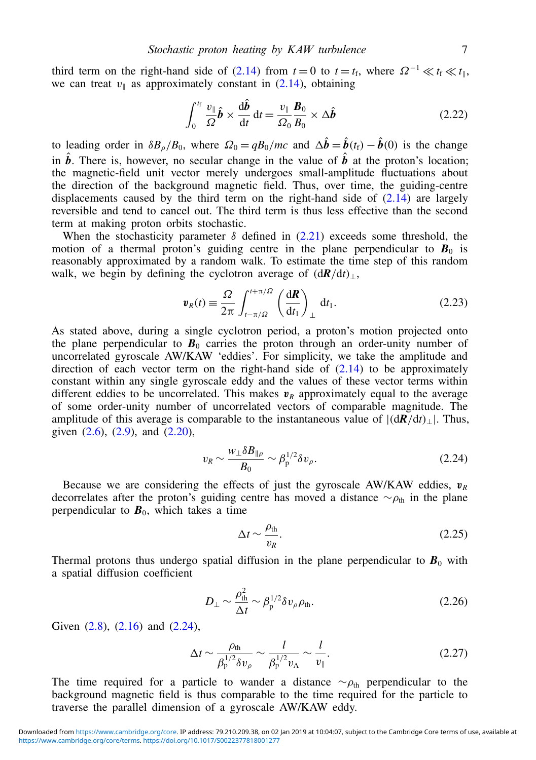third term on the right-hand side of (2.14) from $t = 0$ to $t = t_f$, where $\Omega^{-1} \ll t_f \ll t_\parallel$, we can treat $v_\parallel$ as approximately constant in (2.14), obtaining

$$\int_0^{t_f} \frac{v_\parallel}{\Omega} \hat{\boldsymbol{b}} \times \frac{\mathrm{d}\hat{\boldsymbol{b}}}{\mathrm{d}t} \, \mathrm{d}t = \frac{v_\parallel}{\Omega_0} \frac{\boldsymbol{B}_0}{B_0} \times \Delta \hat{\boldsymbol{b}} \tag{2.22}$$

to leading order in $\delta B_\rho / B_0$, where $\Omega_0 = q B_0 / mc$ and $\Delta \hat{\boldsymbol{b}} = \hat{\boldsymbol{b}}(t_f) - \hat{\boldsymbol{b}}(0)$ is the change in $\hat{\boldsymbol{b}}$. There is, however, no secular change in the value of $\hat{\boldsymbol{b}}$ at the proton's location; the magnetic-field unit vector merely undergoes small-amplitude fluctuations about the direction of the background magnetic field. Thus, over time, the guiding-centre displacements caused by the third term on the right-hand side of (2.14) are largely reversible and tend to cancel out. The third term is thus less effective than the second term at making proton orbits stochastic.

When the stochasticity parameter $\delta$ defined in (2.21) exceeds some threshold, the motion of a thermal proton's guiding centre in the plane perpendicular to $\boldsymbol{B}_0$ is reasonably approximated by a random walk. To estimate the time step of this random walk, we begin by defining the cyclotron average of $(\mathrm{d}\boldsymbol{R}/\mathrm{d}t)_\perp$,

$$\boldsymbol{v}_R(t) \equiv \frac{\Omega}{2\pi} \int_{t-\pi/\Omega}^{t+\pi/\Omega} \left( \frac{\mathrm{d}\boldsymbol{R}}{\mathrm{d}t_1} \right)_\perp \mathrm{d}t_1. \tag{2.23}$$

As stated above, during a single cyclotron period, a proton's motion projected onto the plane perpendicular to $\boldsymbol{B}_0$ carries the proton through an order-unity number of uncorrelated gyroscale AW/KAW 'eddies'. For simplicity, we take the amplitude and direction of each vector term on the right-hand side of (2.14) to be approximately constant within any single gyroscale eddy and the values of these vector terms within different eddies to be uncorrelated. This makes $\boldsymbol{v}_R$ approximately equal to the average of some order-unity number of uncorrelated vectors of comparable magnitude. The amplitude of this average is comparable to the instantaneous value of $|(\mathrm{d}\boldsymbol{R}/\mathrm{d}t)_\perp|$. Thus, given (2.6), (2.9), and (2.20),

$$v_R \sim \frac{w_\perp \delta B_{\parallel\rho}}{B_0} \sim \beta_p^{1/2} \delta v_\rho. \tag{2.24}$$

Because we are considering the effects of just the gyroscale AW/KAW eddies, $\boldsymbol{v}_R$ decorrelates after the proton's guiding centre has moved a distance $\sim \rho_{th}$ in the plane perpendicular to $\boldsymbol{B}_0$, which takes a time

$$\Delta t \sim \frac{\rho_{th}}{v_R}. \tag{2.25}$$

Thermal protons thus undergo spatial diffusion in the plane perpendicular to $\boldsymbol{B}_0$ with a spatial diffusion coefficient

$$D_\perp \sim \frac{\rho_{th}^2}{\Delta t} \sim \beta_p^{1/2} \delta v_\rho \rho_{th}. \tag{2.26}$$

Given (2.8), (2.16) and (2.24),

$$\Delta t \sim \frac{\rho_{th}}{\beta_p^{1/2} \delta v_\rho} \sim \frac{l}{\beta_p^{1/2} v_A} \sim \frac{l}{v_\parallel}. \tag{2.27}$$

The time required for a particle to wander a distance $\sim \rho_{th}$ perpendicular to the background magnetic field is thus comparable to the time required for the particle to traverse the parallel dimension of a gyroscale AW/KAW eddy.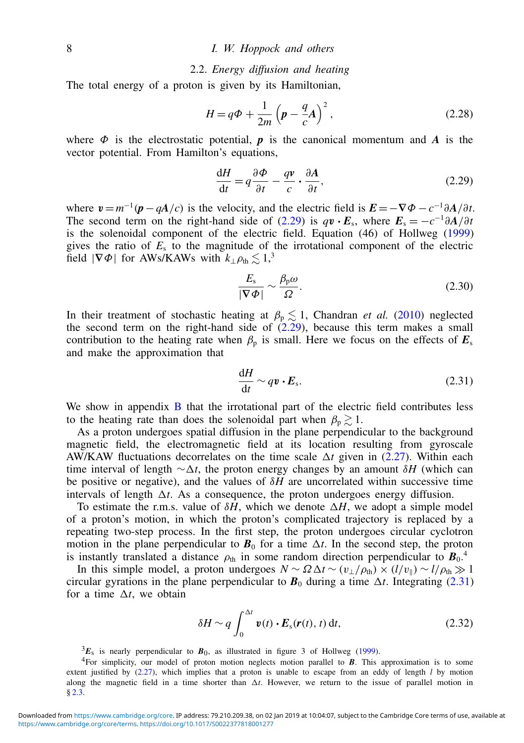### 2.2. *Energy diffusion and heating*

The total energy of a proton is given by its Hamiltonian,

$$H = q\Phi + \frac{1}{2m}\left(\boldsymbol{p} - \frac{q}{c}\boldsymbol{A}\right)^2, \tag{2.28}$$

where $\Phi$ is the electrostatic potential, $\boldsymbol{p}$ is the canonical momentum and $\boldsymbol{A}$ is the vector potential. From Hamilton's equations,

$$\frac{\mathrm{d}H}{\mathrm{d}t} = q\frac{\partial \Phi}{\partial t} - \frac{q\boldsymbol{v}}{c}\boldsymbol{\cdot}\frac{\partial \boldsymbol{A}}{\partial t}, \tag{2.29}$$

where $\boldsymbol{v} = m^{-1}(\boldsymbol{p} - q\boldsymbol{A}/c)$ is the velocity, and the electric field is $\boldsymbol{E} = -\boldsymbol{\nabla}\Phi - c^{-1}\partial\boldsymbol{A}/\partial t$. The second term on the right-hand side of (2.29) is $q\boldsymbol{v}\boldsymbol{\cdot}\boldsymbol{E}_{\mathrm{s}}$, where $\boldsymbol{E}_{\mathrm{s}} = -c^{-1}\partial\boldsymbol{A}/\partial t$ is the solenoidal component of the electric field. Equation (46) of Hollweg (1999) gives the ratio of $E_{\mathrm{s}}$ to the magnitude of the irrotational component of the electric field $|\boldsymbol{\nabla}\Phi|$ for AWs/KAWs with $k_\perp\rho_{\mathrm{th}} \lesssim 1$,[3]

$$\frac{E_{\mathrm{s}}}{|\boldsymbol{\nabla}\Phi|} \sim \frac{\beta_{\mathrm{p}}\omega}{\Omega}. \tag{2.30}$$

In their treatment of stochastic heating at $\beta_{\mathrm{p}} \lesssim 1$, Chandran *et al.* (2010) neglected the second term on the right-hand side of (2.29), because this term makes a small contribution to the heating rate when $\beta_{\mathrm{p}}$ is small. Here we focus on the effects of $\boldsymbol{E}_{\mathrm{s}}$ and make the approximation that

$$\frac{\mathrm{d}H}{\mathrm{d}t} \sim q\boldsymbol{v}\boldsymbol{\cdot}\boldsymbol{E}_{\mathrm{s}}. \tag{2.31}$$

We show in appendix B that the irrotational part of the electric field contributes less to the heating rate than does the solenoidal part when $\beta_{\mathrm{p}} \gtrsim 1$.

As a proton undergoes spatial diffusion in the plane perpendicular to the background magnetic field, the electromagnetic field at its location resulting from gyroscale AW/KAW fluctuations decorrelates on the time scale $\Delta t$ given in (2.27). Within each time interval of length $\sim\Delta t$, the proton energy changes by an amount $\delta H$ (which can be positive or negative), and the values of $\delta H$ are uncorrelated within successive time intervals of length $\Delta t$. As a consequence, the proton undergoes energy diffusion.

To estimate the r.m.s. value of $\delta H$, which we denote $\Delta H$, we adopt a simple model of a proton's motion, in which the proton's complicated trajectory is replaced by a repeating two-step process. In the first step, the proton undergoes circular cyclotron motion in the plane perpendicular to $\boldsymbol{B}_0$ for a time $\Delta t$. In the second step, the proton is instantly translated a distance $\rho_{\mathrm{th}}$ in some random direction perpendicular to $\boldsymbol{B}_0$.[4]

In this simple model, a proton undergoes $N \sim \Omega\Delta t \sim (v_\perp/\rho_{\mathrm{th}}) \times (l/v_\parallel) \sim l/\rho_{\mathrm{th}} \gg 1$ circular gyrations in the plane perpendicular to $\boldsymbol{B}_0$ during a time $\Delta t$. Integrating (2.31) for a time $\Delta t$, we obtain

$$\delta H \sim q\int_0^{\Delta t} \boldsymbol{v}(t)\boldsymbol{\cdot}\boldsymbol{E}_{\mathrm{s}}(\boldsymbol{r}(t), t)\,\mathrm{d}t, \tag{2.32}$$

[3] $\boldsymbol{E}_{\mathrm{s}}$ is nearly perpendicular to $\boldsymbol{B}_0$, as illustrated in figure 3 of Hollweg (1999).

[4] For simplicity, our model of proton motion neglects motion parallel to $\boldsymbol{B}$. This approximation is to some extent justified by (2.27), which implies that a proton is unable to escape from an eddy of length $l$ by motion along the magnetic field in a time shorter than $\Delta t$. However, we return to the issue of parallel motion in § 2.3.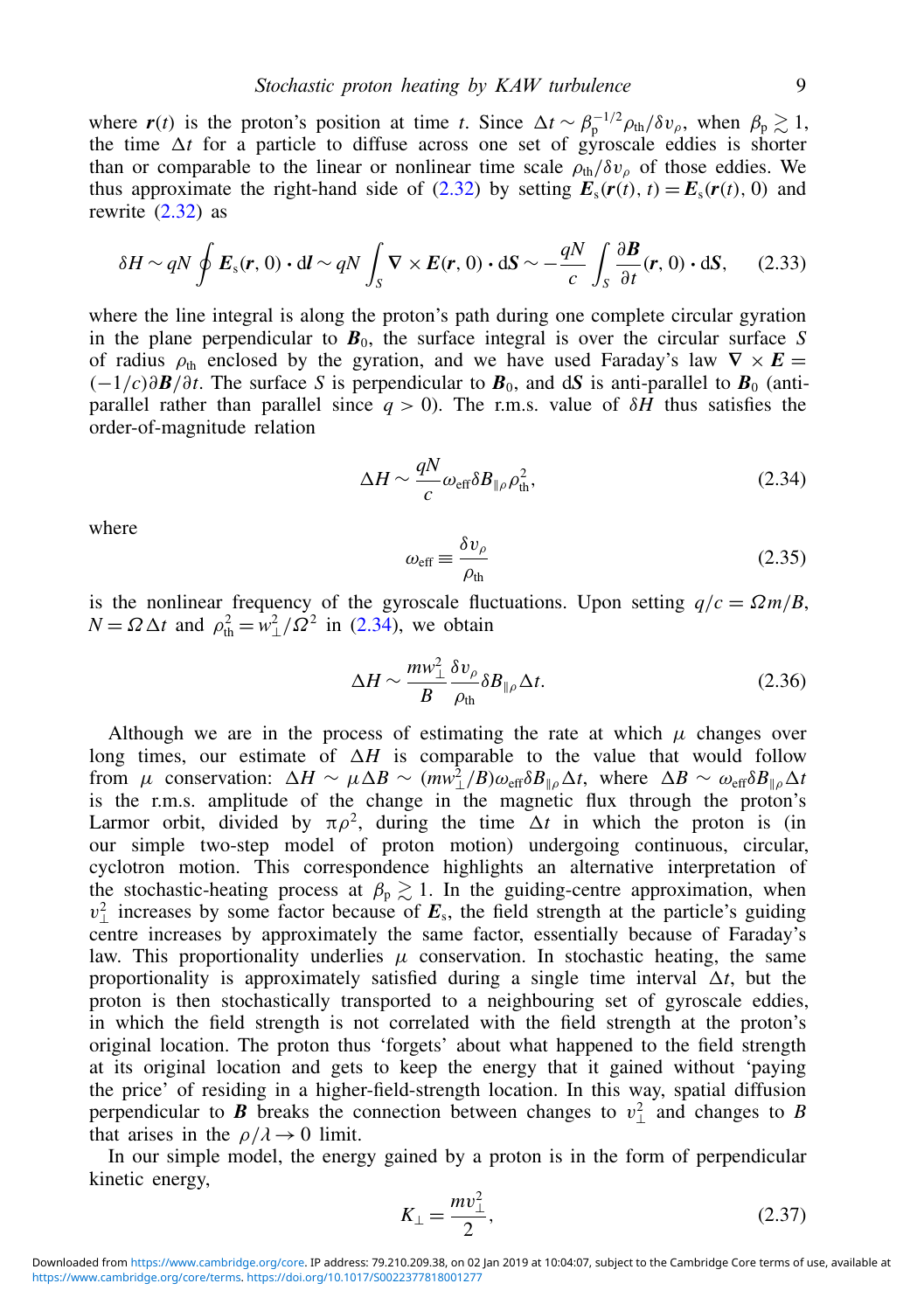where $\boldsymbol{r}(t)$ is the proton's position at time $t$. Since $\Delta t \sim \beta_p^{-1/2}\rho_{th}/\delta v_\rho$, when $\beta_p \gtrsim 1$, the time $\Delta t$ for a particle to diffuse across one set of gyroscale eddies is shorter than or comparable to the linear or nonlinear time scale $\rho_{th}/\delta v_\rho$ of those eddies. We thus approximate the right-hand side of (2.32) by setting $\boldsymbol{E}_s(\boldsymbol{r}(t), t) = \boldsymbol{E}_s(\boldsymbol{r}(t), 0)$ and rewrite (2.32) as

$$\delta H \sim qN \oint \boldsymbol{E}_s(\boldsymbol{r}, 0) \cdot \mathrm{d}\boldsymbol{l} \sim qN \int_S \nabla \times \boldsymbol{E}(\boldsymbol{r}, 0) \cdot \mathrm{d}\boldsymbol{S} \sim -\frac{qN}{c} \int_S \frac{\partial \boldsymbol{B}}{\partial t}(\boldsymbol{r}, 0) \cdot \mathrm{d}\boldsymbol{S}, \tag{2.33}$$

where the line integral is along the proton's path during one complete circular gyration in the plane perpendicular to $\boldsymbol{B}_0$, the surface integral is over the circular surface $S$ of radius $\rho_{th}$ enclosed by the gyration, and we have used Faraday's law $\nabla \times \boldsymbol{E} = (-1/c)\partial \boldsymbol{B}/\partial t$. The surface $S$ is perpendicular to $\boldsymbol{B}_0$, and $\mathrm{d}\boldsymbol{S}$ is anti-parallel to $\boldsymbol{B}_0$ (anti-parallel rather than parallel since $q > 0$). The r.m.s. value of $\delta H$ thus satisfies the order-of-magnitude relation

$$\Delta H \sim \frac{qN}{c} \omega_{\text{eff}} \delta B_{\parallel \rho} \rho_{th}^2, \tag{2.34}$$

where

$$\omega_{\text{eff}} \equiv \frac{\delta v_\rho}{\rho_{th}} \tag{2.35}$$

is the nonlinear frequency of the gyroscale fluctuations. Upon setting $q/c = \Omega m/B$, $N = \Omega \Delta t$ and $\rho_{th}^2 = w_\perp^2/\Omega^2$ in (2.34), we obtain

$$\Delta H \sim \frac{m w_\perp^2}{B} \frac{\delta v_\rho}{\rho_{th}} \delta B_{\parallel \rho} \Delta t. \tag{2.36}$$

Although we are in the process of estimating the rate at which $\mu$ changes over long times, our estimate of $\Delta H$ is comparable to the value that would follow from $\mu$ conservation: $\Delta H \sim \mu \Delta B \sim (m w_\perp^2/B)\omega_{\text{eff}} \delta B_{\parallel \rho} \Delta t$, where $\Delta B \sim \omega_{\text{eff}} \delta B_{\parallel \rho} \Delta t$ is the r.m.s. amplitude of the change in the magnetic flux through the proton's Larmor orbit, divided by $\pi \rho^2$, during the time $\Delta t$ in which the proton is (in our simple two-step model of proton motion) undergoing continuous, circular, cyclotron motion. This correspondence highlights an alternative interpretation of the stochastic-heating process at $\beta_p \gtrsim 1$. In the guiding-centre approximation, when $v_\perp^2$ increases by some factor because of $\boldsymbol{E}_s$, the field strength at the particle's guiding centre increases by approximately the same factor, essentially because of Faraday's law. This proportionality underlies $\mu$ conservation. In stochastic heating, the same proportionality is approximately satisfied during a single time interval $\Delta t$, but the proton is then stochastically transported to a neighbouring set of gyroscale eddies, in which the field strength is not correlated with the field strength at the proton's original location. The proton thus 'forgets' about what happened to the field strength at its original location and gets to keep the energy that it gained without 'paying the price' of residing in a higher-field-strength location. In this way, spatial diffusion perpendicular to $\boldsymbol{B}$ breaks the connection between changes to $v_\perp^2$ and changes to $B$ that arises in the $\rho/\lambda \to 0$ limit.

In our simple model, the energy gained by a proton is in the form of perpendicular kinetic energy,

$$K_\perp = \frac{m v_\perp^2}{2}, \tag{2.37}$$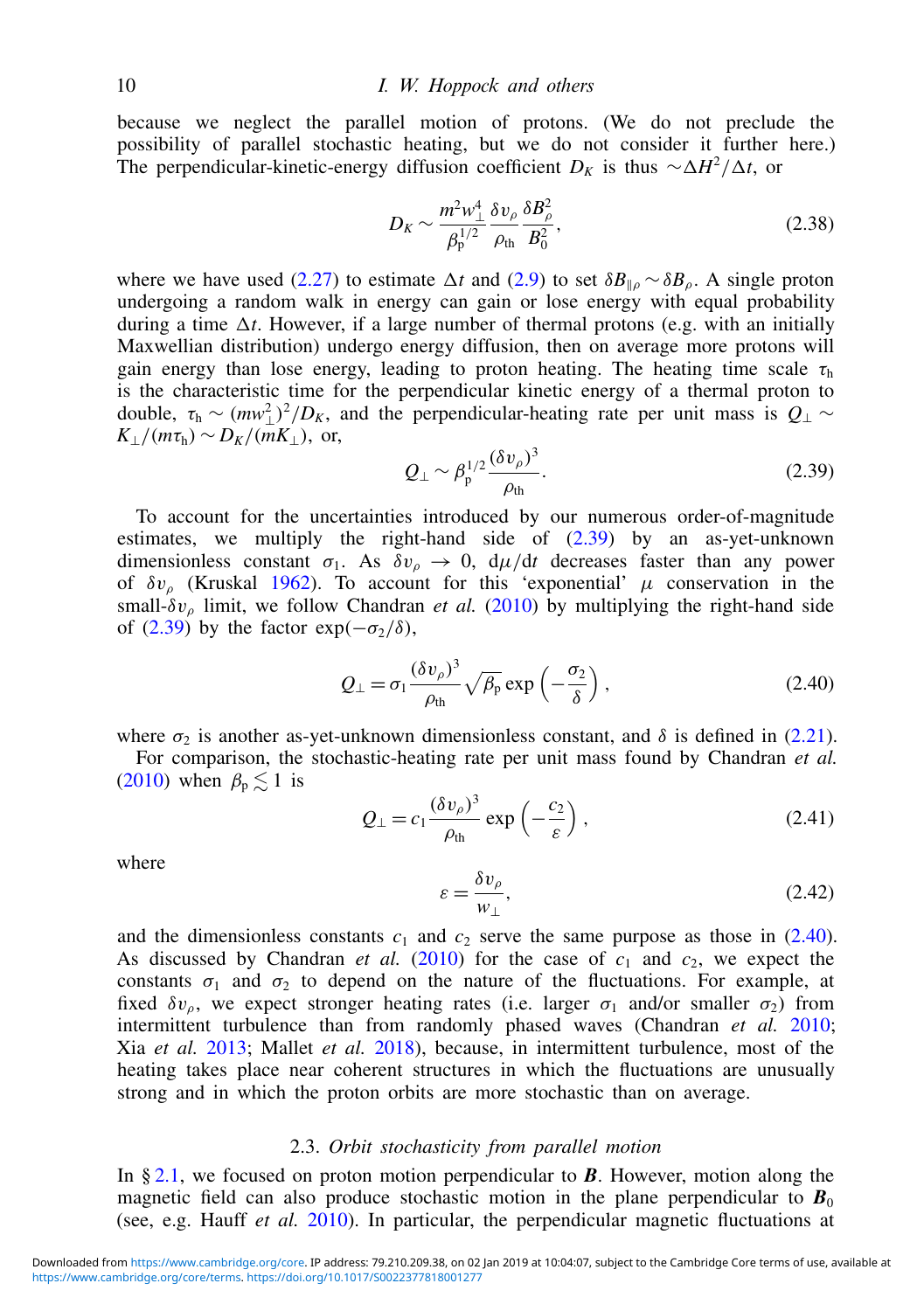because we neglect the parallel motion of protons. (We do not preclude the possibility of parallel stochastic heating, but we do not consider it further here.) The perpendicular-kinetic-energy diffusion coefficient $D_K$ is thus $\sim \Delta H^2/\Delta t$, or

$$D_K \sim \frac{m^2 w_\perp^4}{\beta_p^{1/2}} \frac{\delta v_\rho}{\rho_{th}} \frac{\delta B_\rho^2}{B_0^2}, \tag{2.38}$$

where we have used (2.27) to estimate $\Delta t$ and (2.9) to set $\delta B_{\parallel\rho} \sim \delta B_\rho$. A single proton undergoing a random walk in energy can gain or lose energy with equal probability during a time $\Delta t$. However, if a large number of thermal protons (e.g. with an initially Maxwellian distribution) undergo energy diffusion, then on average more protons will gain energy than lose energy, leading to proton heating. The heating time scale $\tau_h$ is the characteristic time for the perpendicular kinetic energy of a thermal proton to double, $\tau_h \sim (m w_\perp^2)^2/D_K$, and the perpendicular-heating rate per unit mass is $Q_\perp \sim K_\perp/(m\tau_h) \sim D_K/(mK_\perp)$, or,

$$Q_\perp \sim \beta_p^{1/2} \frac{(\delta v_\rho)^3}{\rho_{th}}. \tag{2.39}$$

To account for the uncertainties introduced by our numerous order-of-magnitude estimates, we multiply the right-hand side of (2.39) by an as-yet-unknown dimensionless constant $\sigma_1$. As $\delta v_\rho \to 0$, $d\mu/dt$ decreases faster than any power of $\delta v_\rho$ (Kruskal 1962). To account for this 'exponential' $\mu$ conservation in the small-$\delta v_\rho$ limit, we follow Chandran *et al.* (2010) by multiplying the right-hand side of (2.39) by the factor $\exp(-\sigma_2/\delta)$,

$$Q_\perp = \sigma_1 \frac{(\delta v_\rho)^3}{\rho_{th}} \sqrt{\beta_p} \exp\left(-\frac{\sigma_2}{\delta}\right), \tag{2.40}$$

where $\sigma_2$ is another as-yet-unknown dimensionless constant, and $\delta$ is defined in (2.21).

For comparison, the stochastic-heating rate per unit mass found by Chandran *et al.* (2010) when $\beta_p \lesssim 1$ is

$$Q_\perp = c_1 \frac{(\delta v_\rho)^3}{\rho_{th}} \exp\left(-\frac{c_2}{\varepsilon}\right), \tag{2.41}$$

where

$$\varepsilon = \frac{\delta v_\rho}{w_\perp}, \tag{2.42}$$

and the dimensionless constants $c_1$ and $c_2$ serve the same purpose as those in (2.40). As discussed by Chandran *et al.* (2010) for the case of $c_1$ and $c_2$, we expect the constants $\sigma_1$ and $\sigma_2$ to depend on the nature of the fluctuations. For example, at fixed $\delta v_\rho$, we expect stronger heating rates (i.e. larger $\sigma_1$ and/or smaller $\sigma_2$) from intermittent turbulence than from randomly phased waves (Chandran *et al.* 2010; Xia *et al.* 2013; Mallet *et al.* 2018), because, in intermittent turbulence, most of the heating takes place near coherent structures in which the fluctuations are unusually strong and in which the proton orbits are more stochastic than on average.

### 2.3. *Orbit stochasticity from parallel motion*

In § 2.1, we focused on proton motion perpendicular to $\boldsymbol{B}$. However, motion along the magnetic field can also produce stochastic motion in the plane perpendicular to $\boldsymbol{B}_0$ (see, e.g. Hauff *et al.* 2010). In particular, the perpendicular magnetic fluctuations at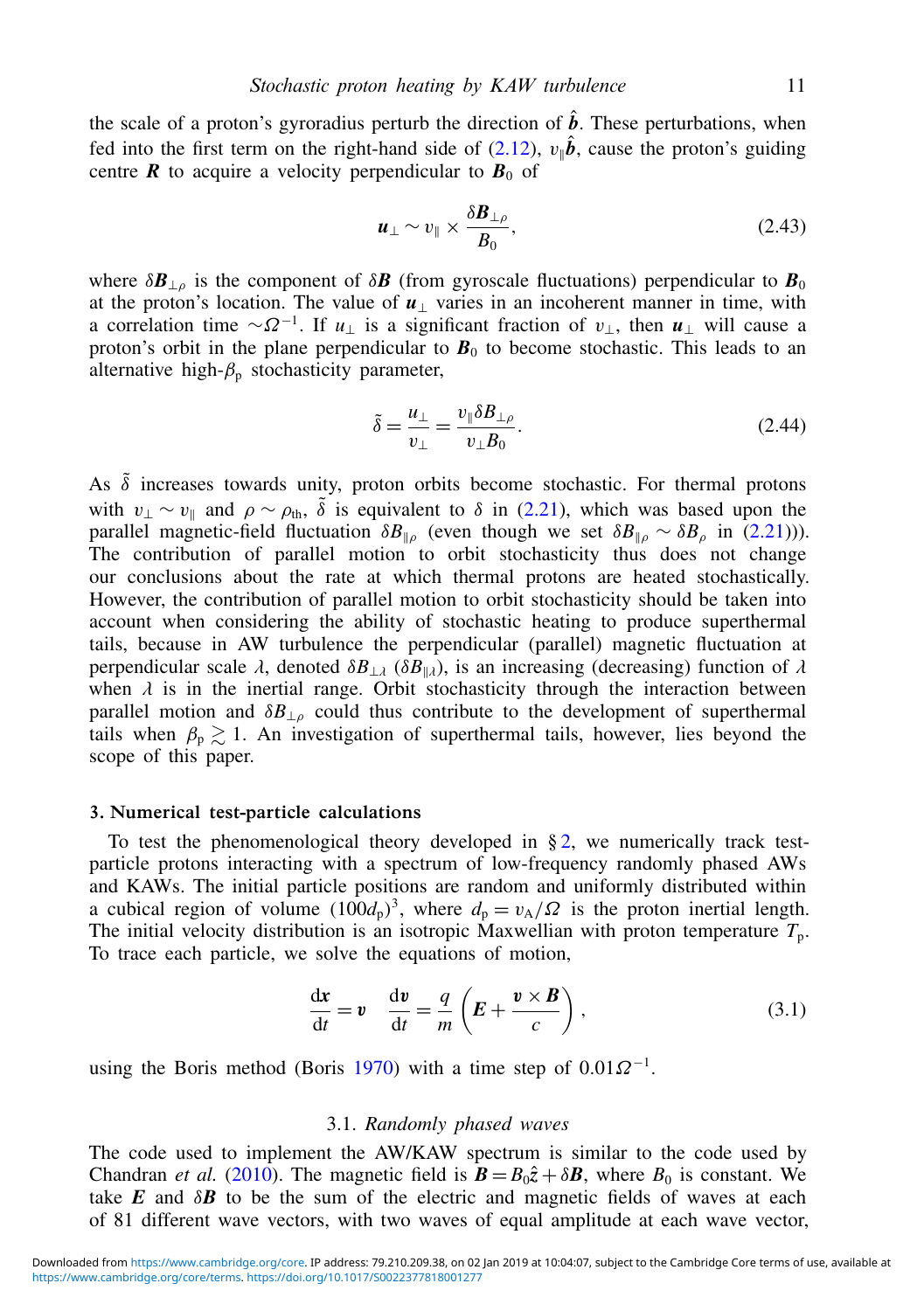the scale of a proton's gyroradius perturb the direction of $\hat{\boldsymbol{b}}$. These perturbations, when fed into the first term on the right-hand side of (2.12), $v_\parallel \hat{\boldsymbol{b}}$, cause the proton's guiding centre $\boldsymbol{R}$ to acquire a velocity perpendicular to $\boldsymbol{B}_0$ of

$$\boldsymbol{u}_\perp \sim v_\parallel \times \frac{\delta \boldsymbol{B}_{\perp\rho}}{B_0}, \tag{2.43}$$

where $\delta \boldsymbol{B}_{\perp\rho}$ is the component of $\delta \boldsymbol{B}$ (from gyroscale fluctuations) perpendicular to $\boldsymbol{B}_0$ at the proton's location. The value of $\boldsymbol{u}_\perp$ varies in an incoherent manner in time, with a correlation time $\sim \Omega^{-1}$. If $u_\perp$ is a significant fraction of $v_\perp$, then $\boldsymbol{u}_\perp$ will cause a proton's orbit in the plane perpendicular to $\boldsymbol{B}_0$ to become stochastic. This leads to an alternative high-$\beta_{\mathrm{p}}$ stochasticity parameter,

$$\tilde{\delta} = \frac{u_\perp}{v_\perp} = \frac{v_\parallel \delta B_{\perp\rho}}{v_\perp B_0}. \tag{2.44}$$

As $\tilde{\delta}$ increases towards unity, proton orbits become stochastic. For thermal protons with $v_\perp \sim v_\parallel$ and $\rho \sim \rho_{\mathrm{th}}$, $\tilde{\delta}$ is equivalent to $\delta$ in (2.21), which was based upon the parallel magnetic-field fluctuation $\delta B_{\parallel\rho}$ (even though we set $\delta B_{\parallel\rho} \sim \delta B_\rho$ in (2.21))). The contribution of parallel motion to orbit stochasticity thus does not change our conclusions about the rate at which thermal protons are heated stochastically. However, the contribution of parallel motion to orbit stochasticity should be taken into account when considering the ability of stochastic heating to produce superthermal tails, because in AW turbulence the perpendicular (parallel) magnetic fluctuation at perpendicular scale $\lambda$, denoted $\delta B_{\perp\lambda}$ ($\delta B_{\parallel\lambda}$), is an increasing (decreasing) function of $\lambda$ when $\lambda$ is in the inertial range. Orbit stochasticity through the interaction between parallel motion and $\delta B_{\perp\rho}$ could thus contribute to the development of superthermal tails when $\beta_{\mathrm{p}} \gtrsim 1$. An investigation of superthermal tails, however, lies beyond the scope of this paper.

## 3. Numerical test-particle calculations

To test the phenomenological theory developed in § 2, we numerically track test-particle protons interacting with a spectrum of low-frequency randomly phased AWs and KAWs. The initial particle positions are random and uniformly distributed within a cubical region of volume $(100 d_{\mathrm{p}})^3$, where $d_{\mathrm{p}} = v_{\mathrm{A}}/\Omega$ is the proton inertial length. The initial velocity distribution is an isotropic Maxwellian with proton temperature $T_{\mathrm{p}}$. To trace each particle, we solve the equations of motion,

$$\frac{\mathrm{d}\boldsymbol{x}}{\mathrm{d}t} = \boldsymbol{v} \quad \frac{\mathrm{d}\boldsymbol{v}}{\mathrm{d}t} = \frac{q}{m}\left(\boldsymbol{E} + \frac{\boldsymbol{v} \times \boldsymbol{B}}{c}\right), \tag{3.1}$$

using the Boris method (Boris 1970) with a time step of $0.01\Omega^{-1}$.

### 3.1. *Randomly phased waves*

The code used to implement the AW/KAW spectrum is similar to the code used by Chandran *et al.* (2010). The magnetic field is $\boldsymbol{B} = B_0 \hat{\boldsymbol{z}} + \delta \boldsymbol{B}$, where $B_0$ is constant. We take $\boldsymbol{E}$ and $\delta \boldsymbol{B}$ to be the sum of the electric and magnetic fields of waves at each of 81 different wave vectors, with two waves of equal amplitude at each wave vector,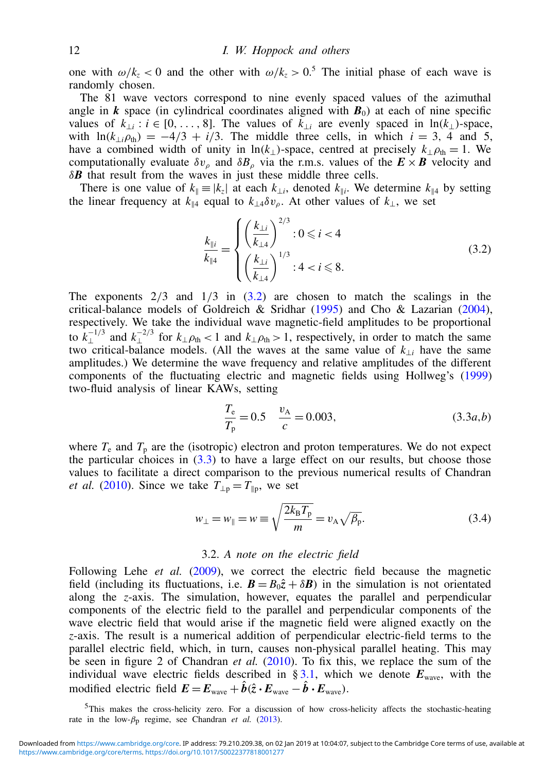one with $\omega/k_z < 0$ and the other with $\omega/k_z > 0$.[5] The initial phase of each wave is randomly chosen.

The 81 wave vectors correspond to nine evenly spaced values of the azimuthal angle in $\boldsymbol{k}$ space (in cylindrical coordinates aligned with $\boldsymbol{B}_0$) at each of nine specific values of $k_{\perp i} : i \in [0, \ldots, 8]$. The values of $k_{\perp i}$ are evenly spaced in $\ln(k_\perp)$-space, with $\ln(k_{\perp i}\rho_{\rm th}) = -4/3 + i/3$. The middle three cells, in which $i = 3$, 4 and 5, have a combined width of unity in $\ln(k_\perp)$-space, centred at precisely $k_\perp \rho_{\rm th} = 1$. We computationally evaluate $\delta v_\rho$ and $\delta B_\rho$ via the r.m.s. values of the $\boldsymbol{E} \times \boldsymbol{B}$ velocity and $\delta \boldsymbol{B}$ that result from the waves in just these middle three cells.

There is one value of $k_\parallel \equiv |k_z|$ at each $k_{\perp i}$, denoted $k_{\parallel i}$. We determine $k_{\parallel 4}$ by setting the linear frequency at $k_{\parallel 4}$ equal to $k_{\perp 4}\delta v_\rho$. At other values of $k_\perp$, we set

$$
\frac{k_{\parallel i}}{k_{\parallel 4}} = \begin{cases} \left(\dfrac{k_{\perp i}}{k_{\perp 4}}\right)^{2/3} : 0 \leqslant i < 4 \\[2ex] \left(\dfrac{k_{\perp i}}{k_{\perp 4}}\right)^{1/3} : 4 < i \leqslant 8. \end{cases} \tag{3.2}
$$

The exponents 2/3 and 1/3 in (3.2) are chosen to match the scalings in the critical-balance models of Goldreich & Sridhar (1995) and Cho & Lazarian (2004), respectively. We take the individual wave magnetic-field amplitudes to be proportional to $k_\perp^{-1/3}$ and $k_\perp^{-2/3}$ for $k_\perp \rho_{\rm th} < 1$ and $k_\perp \rho_{\rm th} > 1$, respectively, in order to match the same two critical-balance models. (All the waves at the same value of $k_{\perp i}$ have the same amplitudes.) We determine the wave frequency and relative amplitudes of the different components of the fluctuating electric and magnetic fields using Hollweg's (1999) two-fluid analysis of linear KAWs, setting

$$
\frac{T_{\rm e}}{T_{\rm p}} = 0.5 \quad \frac{v_{\rm A}}{c} = 0.003, \tag{3.3a,b}
$$

where $T_{\rm e}$ and $T_{\rm p}$ are the (isotropic) electron and proton temperatures. We do not expect the particular choices in (3.3) to have a large effect on our results, but choose those values to facilitate a direct comparison to the previous numerical results of Chandran *et al.* (2010). Since we take $T_{\perp \rm p} = T_{\parallel \rm p}$, we set

$$
w_\perp = w_\parallel = w \equiv \sqrt{\frac{2k_{\rm B}T_{\rm p}}{m}} = v_{\rm A}\sqrt{\beta_{\rm p}}. \tag{3.4}
$$

### 3.2. *A note on the electric field*

Following Lehe *et al.* (2009), we correct the electric field because the magnetic field (including its fluctuations, i.e. $\boldsymbol{B} = B_0\hat{\boldsymbol{z}} + \delta\boldsymbol{B}$) in the simulation is not orientated along the $z$-axis. The simulation, however, equates the parallel and perpendicular components of the electric field to the parallel and perpendicular components of the wave electric field that would arise if the magnetic field were aligned exactly on the $z$-axis. The result is a numerical addition of perpendicular electric-field terms to the parallel electric field, which, in turn, causes non-physical parallel heating. This may be seen in figure 2 of Chandran *et al.* (2010). To fix this, we replace the sum of the individual wave electric fields described in § 3.1, which we denote $\boldsymbol{E}_{\rm wave}$, with the modified electric field $\boldsymbol{E} = \boldsymbol{E}_{\rm wave} + \hat{\boldsymbol{b}}(\hat{\boldsymbol{z}} \cdot \boldsymbol{E}_{\rm wave} - \hat{\boldsymbol{b}} \cdot \boldsymbol{E}_{\rm wave})$.

[5]This makes the cross-helicity zero. For a discussion of how cross-helicity affects the stochastic-heating rate in the low-$\beta_{\rm p}$ regime, see Chandran *et al.* (2013).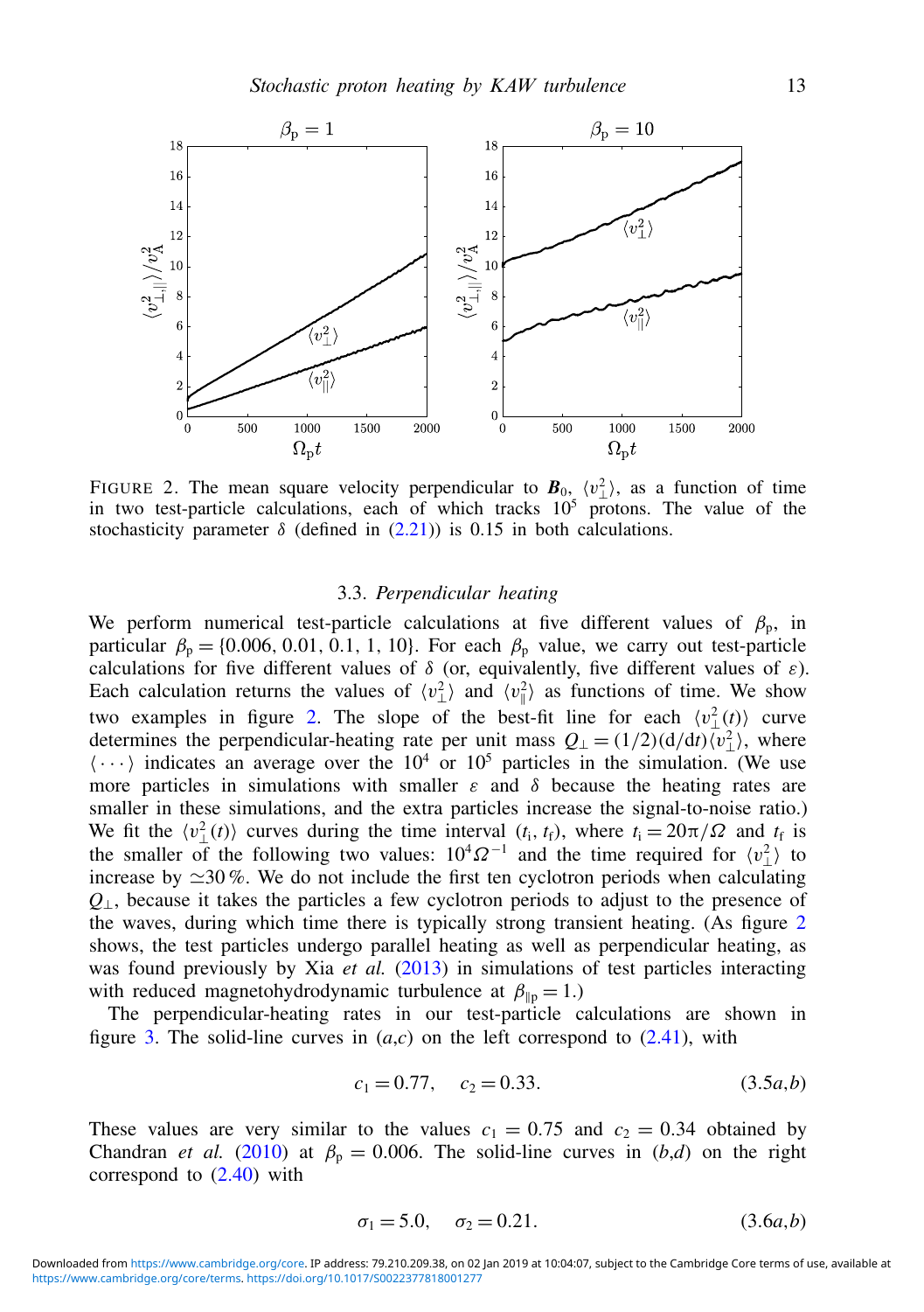FIGURE 2. The mean square velocity perpendicular to $\boldsymbol{B}_0$, $\langle v_\perp^2 \rangle$, as a function of time in two test-particle calculations, each of which tracks $10^5$ protons. The value of the stochasticity parameter $\delta$ (defined in (2.21)) is 0.15 in both calculations.

### 3.3. *Perpendicular heating*

We perform numerical test-particle calculations at five different values of $\beta_{\mathrm{p}}$, in particular $\beta_{\mathrm{p}} = \{0.006, 0.01, 0.1, 1, 10\}$. For each $\beta_{\mathrm{p}}$ value, we carry out test-particle calculations for five different values of $\delta$ (or, equivalently, five different values of $\varepsilon$). Each calculation returns the values of $\langle v_\perp^2 \rangle$ and $\langle v_\parallel^2 \rangle$ as functions of time. We show two examples in figure 2. The slope of the best-fit line for each $\langle v_\perp^2(t) \rangle$ curve determines the perpendicular-heating rate per unit mass $Q_\perp = (1/2)(\mathrm{d}/\mathrm{d}t)\langle v_\perp^2 \rangle$, where $\langle \cdots \rangle$ indicates an average over the $10^4$ or $10^5$ particles in the simulation. (We use more particles in simulations with smaller $\varepsilon$ and $\delta$ because the heating rates are smaller in these simulations, and the extra particles increase the signal-to-noise ratio.) We fit the $\langle v_\perp^2(t) \rangle$ curves during the time interval $(t_{\mathrm{i}}, t_{\mathrm{f}})$, where $t_{\mathrm{i}} = 20\pi/\Omega$ and $t_{\mathrm{f}}$ is the smaller of the following two values: $10^4 \Omega^{-1}$ and the time required for $\langle v_\perp^2 \rangle$ to increase by $\simeq 30\,\%$. We do not include the first ten cyclotron periods when calculating $Q_\perp$, because it takes the particles a few cyclotron periods to adjust to the presence of the waves, during which time there is typically strong transient heating. (As figure 2 shows, the test particles undergo parallel heating as well as perpendicular heating, as was found previously by Xia *et al.* (2013) in simulations of test particles interacting with reduced magnetohydrodynamic turbulence at $\beta_{\parallel \mathrm{p}} = 1$.)

The perpendicular-heating rates in our test-particle calculations are shown in figure 3. The solid-line curves in (*a*,*c*) on the left correspond to (2.41), with

$$c_1 = 0.77, \quad c_2 = 0.33. \tag{3.5a,b}$$

These values are very similar to the values $c_1 = 0.75$ and $c_2 = 0.34$ obtained by Chandran *et al.* (2010) at $\beta_{\mathrm{p}} = 0.006$. The solid-line curves in (*b*,*d*) on the right correspond to (2.40) with

$$\sigma_1 = 5.0, \quad \sigma_2 = 0.21. \tag{3.6a,b}$$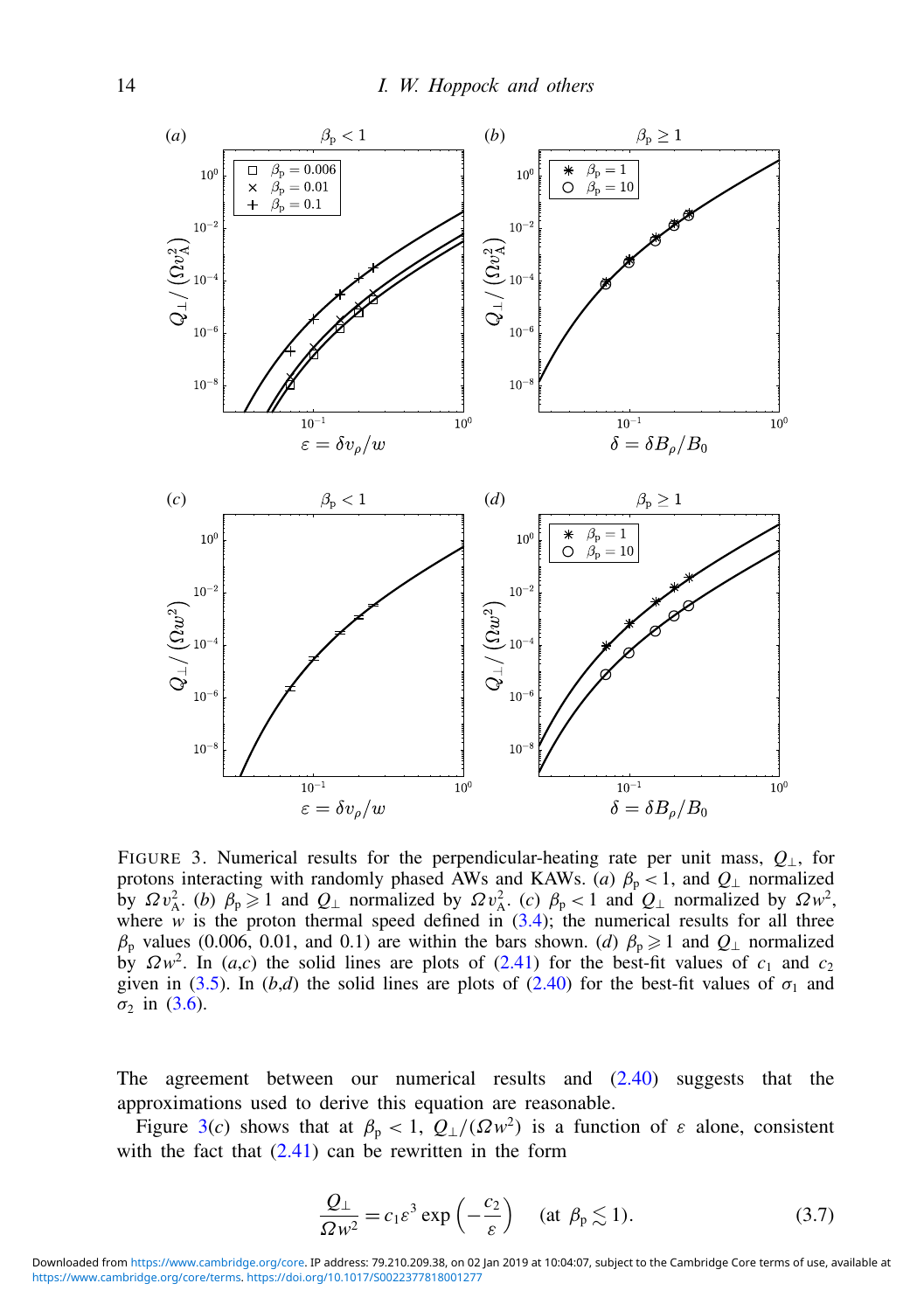FIGURE 3. Numerical results for the perpendicular-heating rate per unit mass, $Q_\perp$, for protons interacting with randomly phased AWs and KAWs. (*a*) $\beta_p < 1$, and $Q_\perp$ normalized by $\Omega v_A^2$. (*b*) $\beta_p \geqslant 1$ and $Q_\perp$ normalized by $\Omega v_A^2$. (*c*) $\beta_p < 1$ and $Q_\perp$ normalized by $\Omega w^2$, where $w$ is the proton thermal speed defined in (3.4); the numerical results for all three $\beta_p$ values (0.006, 0.01, and 0.1) are within the bars shown. (*d*) $\beta_p \geqslant 1$ and $Q_\perp$ normalized by $\Omega w^2$. In (*a*,*c*) the solid lines are plots of (2.41) for the best-fit values of $c_1$ and $c_2$ given in (3.5). In (*b*,*d*) the solid lines are plots of (2.40) for the best-fit values of $\sigma_1$ and $\sigma_2$ in (3.6).

The agreement between our numerical results and (2.40) suggests that the approximations used to derive this equation are reasonable.

Figure 3(*c*) shows that at $\beta_p < 1$, $Q_\perp/(\Omega w^2)$ is a function of $\varepsilon$ alone, consistent with the fact that (2.41) can be rewritten in the form

$$\frac{Q_\perp}{\Omega w^2} = c_1 \varepsilon^3 \exp\left(-\frac{c_2}{\varepsilon}\right) \quad (\text{at } \beta_p \lesssim 1). \tag{3.7}$$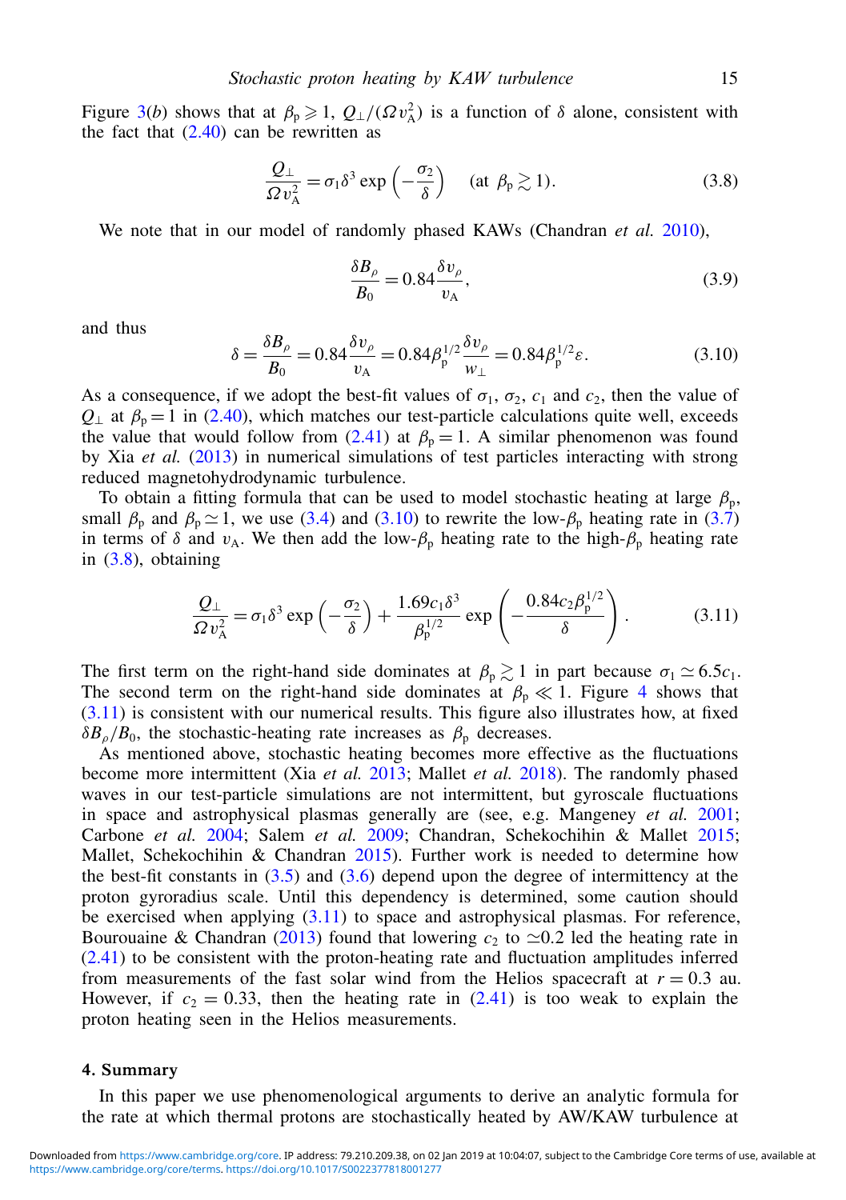Figure 3(*b*) shows that at $\beta_p \geqslant 1$, $Q_\perp/(\Omega v_A^2)$ is a function of $\delta$ alone, consistent with the fact that (2.40) can be rewritten as

$$\frac{Q_\perp}{\Omega v_A^2} = \sigma_1 \delta^3 \exp\left(-\frac{\sigma_2}{\delta}\right) \quad (\text{at } \beta_p \gtrsim 1). \tag{3.8}$$

We note that in our model of randomly phased KAWs (Chandran *et al.* 2010),

$$\frac{\delta B_\rho}{B_0} = 0.84 \frac{\delta v_\rho}{v_A}, \tag{3.9}$$

and thus

$$\delta = \frac{\delta B_\rho}{B_0} = 0.84 \frac{\delta v_\rho}{v_A} = 0.84 \beta_p^{1/2} \frac{\delta v_\rho}{w_\perp} = 0.84 \beta_p^{1/2} \varepsilon. \tag{3.10}$$

As a consequence, if we adopt the best-fit values of $\sigma_1$, $\sigma_2$, $c_1$ and $c_2$, then the value of $Q_\perp$ at $\beta_p = 1$ in (2.40), which matches our test-particle calculations quite well, exceeds the value that would follow from (2.41) at $\beta_p = 1$. A similar phenomenon was found by Xia *et al.* (2013) in numerical simulations of test particles interacting with strong reduced magnetohydrodynamic turbulence.

To obtain a fitting formula that can be used to model stochastic heating at large $\beta_p$, small $\beta_p$ and $\beta_p \simeq 1$, we use (3.4) and (3.10) to rewrite the low-$\beta_p$ heating rate in (3.7) in terms of $\delta$ and $v_A$. We then add the low-$\beta_p$ heating rate to the high-$\beta_p$ heating rate in (3.8), obtaining

$$\frac{Q_\perp}{\Omega v_A^2} = \sigma_1 \delta^3 \exp\left(-\frac{\sigma_2}{\delta}\right) + \frac{1.69 c_1 \delta^3}{\beta_p^{1/2}} \exp\left(-\frac{0.84 c_2 \beta_p^{1/2}}{\delta}\right). \tag{3.11}$$

The first term on the right-hand side dominates at $\beta_p \gtrsim 1$ in part because $\sigma_1 \simeq 6.5 c_1$. The second term on the right-hand side dominates at $\beta_p \ll 1$. Figure 4 shows that (3.11) is consistent with our numerical results. This figure also illustrates how, at fixed $\delta B_\rho / B_0$, the stochastic-heating rate increases as $\beta_p$ decreases.

As mentioned above, stochastic heating becomes more effective as the fluctuations become more intermittent (Xia *et al.* 2013; Mallet *et al.* 2018). The randomly phased waves in our test-particle simulations are not intermittent, but gyroscale fluctuations in space and astrophysical plasmas generally are (see, e.g. Mangeney *et al.* 2001; Carbone *et al.* 2004; Salem *et al.* 2009; Chandran, Schekochihin & Mallet 2015; Mallet, Schekochihin & Chandran 2015). Further work is needed to determine how the best-fit constants in (3.5) and (3.6) depend upon the degree of intermittency at the proton gyroradius scale. Until this dependency is determined, some caution should be exercised when applying (3.11) to space and astrophysical plasmas. For reference, Bourouaine & Chandran (2013) found that lowering $c_2$ to $\simeq 0.2$ led the heating rate in (2.41) to be consistent with the proton-heating rate and fluctuation amplitudes inferred from measurements of the fast solar wind from the Helios spacecraft at $r = 0.3$ au. However, if $c_2 = 0.33$, then the heating rate in (2.41) is too weak to explain the proton heating seen in the Helios measurements.

## 4. Summary

In this paper we use phenomenological arguments to derive an analytic formula for the rate at which thermal protons are stochastically heated by AW/KAW turbulence at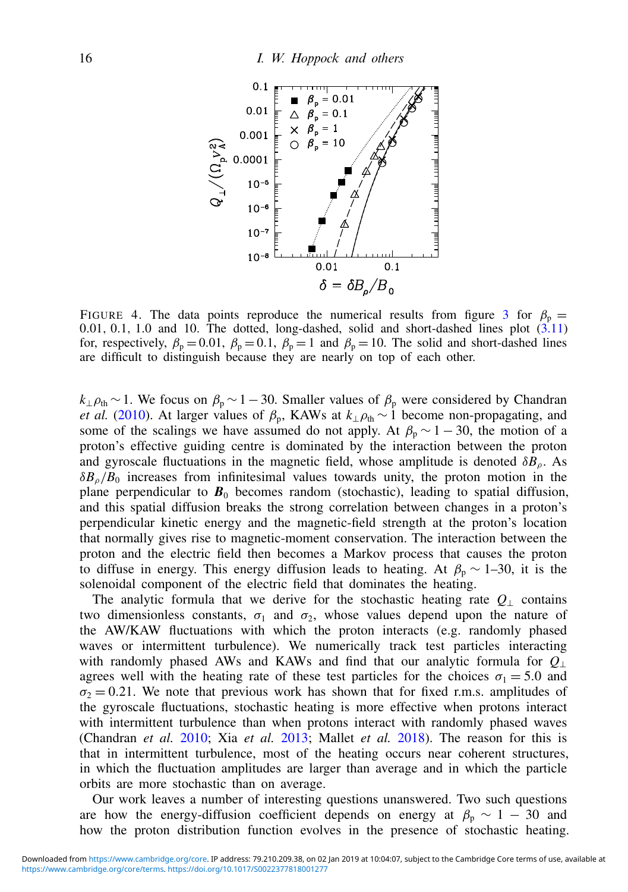FIGURE 4. The data points reproduce the numerical results from figure 3 for $\beta_p = 0.01$, 0.1, 1.0 and 10. The dotted, long-dashed, solid and short-dashed lines plot (3.11) for, respectively, $\beta_p = 0.01$, $\beta_p = 0.1$, $\beta_p = 1$ and $\beta_p = 10$. The solid and short-dashed lines are difficult to distinguish because they are nearly on top of each other.

$k_\perp \rho_{th} \sim 1$. We focus on $\beta_p \sim 1-30$. Smaller values of $\beta_p$ were considered by Chandran *et al.* (2010). At larger values of $\beta_p$, KAWs at $k_\perp \rho_{th} \sim 1$ become non-propagating, and some of the scalings we have assumed do not apply. At $\beta_p \sim 1-30$, the motion of a proton's effective guiding centre is dominated by the interaction between the proton and gyroscale fluctuations in the magnetic field, whose amplitude is denoted $\delta B_\rho$. As $\delta B_\rho / B_0$ increases from infinitesimal values towards unity, the proton motion in the plane perpendicular to $\boldsymbol{B}_0$ becomes random (stochastic), leading to spatial diffusion, and this spatial diffusion breaks the strong correlation between changes in a proton's perpendicular kinetic energy and the magnetic-field strength at the proton's location that normally gives rise to magnetic-moment conservation. The interaction between the proton and the electric field then becomes a Markov process that causes the proton to diffuse in energy. This energy diffusion leads to heating. At $\beta_p \sim$ 1–30, it is the solenoidal component of the electric field that dominates the heating.

The analytic formula that we derive for the stochastic heating rate $Q_\perp$ contains two dimensionless constants, $\sigma_1$ and $\sigma_2$, whose values depend upon the nature of the AW/KAW fluctuations with which the proton interacts (e.g. randomly phased waves or intermittent turbulence). We numerically track test particles interacting with randomly phased AWs and KAWs and find that our analytic formula for $Q_\perp$ agrees well with the heating rate of these test particles for the choices $\sigma_1 = 5.0$ and $\sigma_2 = 0.21$. We note that previous work has shown that for fixed r.m.s. amplitudes of the gyroscale fluctuations, stochastic heating is more effective when protons interact with intermittent turbulence than when protons interact with randomly phased waves (Chandran *et al.* 2010; Xia *et al.* 2013; Mallet *et al.* 2018). The reason for this is that in intermittent turbulence, most of the heating occurs near coherent structures, in which the fluctuation amplitudes are larger than average and in which the particle orbits are more stochastic than on average.

Our work leaves a number of interesting questions unanswered. Two such questions are how the energy-diffusion coefficient depends on energy at $\beta_p \sim 1-30$ and how the proton distribution function evolves in the presence of stochastic heating.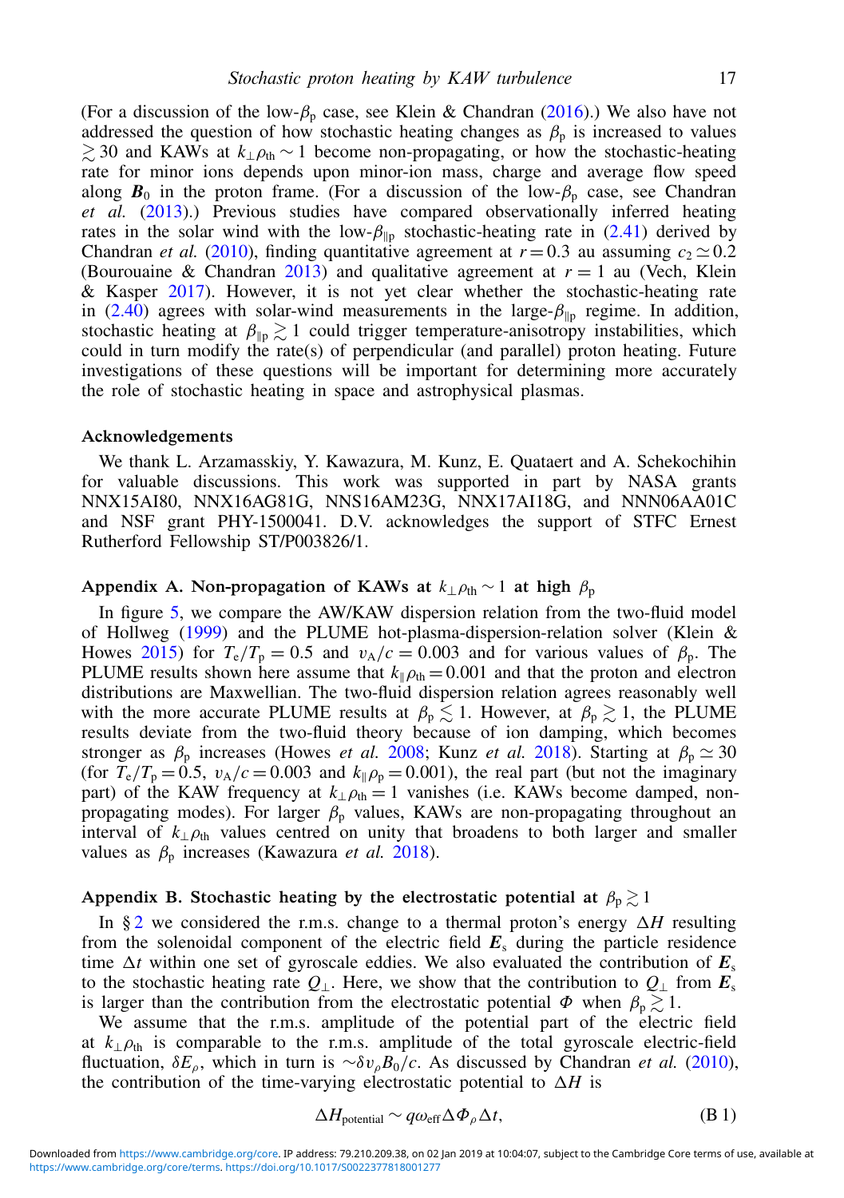(For a discussion of the low-$\beta_p$ case, see Klein & Chandran (2016).) We also have not addressed the question of how stochastic heating changes as $\beta_p$ is increased to values $\gtrsim 30$ and KAWs at $k_\perp \rho_{th} \sim 1$ become non-propagating, or how the stochastic-heating rate for minor ions depends upon minor-ion mass, charge and average flow speed along $\boldsymbol{B}_0$ in the proton frame. (For a discussion of the low-$\beta_p$ case, see Chandran *et al.* (2013).) Previous studies have compared observationally inferred heating rates in the solar wind with the low-$\beta_{\parallel p}$ stochastic-heating rate in (2.41) derived by Chandran *et al.* (2010), finding quantitative agreement at $r = 0.3$ au assuming $c_2 \simeq 0.2$ (Bourouaine & Chandran 2013) and qualitative agreement at $r = 1$ au (Vech, Klein & Kasper 2017). However, it is not yet clear whether the stochastic-heating rate in (2.40) agrees with solar-wind measurements in the large-$\beta_{\parallel p}$ regime. In addition, stochastic heating at $\beta_{\parallel p} \gtrsim 1$ could trigger temperature-anisotropy instabilities, which could in turn modify the rate(s) of perpendicular (and parallel) proton heating. Future investigations of these questions will be important for determining more accurately the role of stochastic heating in space and astrophysical plasmas.

## Acknowledgements

We thank L. Arzamasskiy, Y. Kawazura, M. Kunz, E. Quataert and A. Schekochihin for valuable discussions. This work was supported in part by NASA grants NNX15AI80, NNX16AG81G, NNS16AM23G, NNX17AI18G, and NNN06AA01C and NSF grant PHY-1500041. D.V. acknowledges the support of STFC Ernest Rutherford Fellowship ST/P003826/1.

## Appendix A. Non-propagation of KAWs at $k_\perp \rho_{th} \sim 1$ at high $\beta_p$

In figure 5, we compare the AW/KAW dispersion relation from the two-fluid model of Hollweg (1999) and the PLUME hot-plasma-dispersion-relation solver (Klein & Howes 2015) for $T_e/T_p = 0.5$ and $v_A/c = 0.003$ and for various values of $\beta_p$. The PLUME results shown here assume that $k_\parallel \rho_{th} = 0.001$ and that the proton and electron distributions are Maxwellian. The two-fluid dispersion relation agrees reasonably well with the more accurate PLUME results at $\beta_p \lesssim 1$. However, at $\beta_p \gtrsim 1$, the PLUME results deviate from the two-fluid theory because of ion damping, which becomes stronger as $\beta_p$ increases (Howes *et al.* 2008; Kunz *et al.* 2018). Starting at $\beta_p \simeq 30$ (for $T_e/T_p = 0.5$, $v_A/c = 0.003$ and $k_\parallel \rho_p = 0.001$), the real part (but not the imaginary part) of the KAW frequency at $k_\perp \rho_{th} = 1$ vanishes (i.e. KAWs become damped, non-propagating modes). For larger $\beta_p$ values, KAWs are non-propagating throughout an interval of $k_\perp \rho_{th}$ values centred on unity that broadens to both larger and smaller values as $\beta_p$ increases (Kawazura *et al.* 2018).

## Appendix B. Stochastic heating by the electrostatic potential at $\beta_p \gtrsim 1$

In § 2 we considered the r.m.s. change to a thermal proton's energy $\Delta H$ resulting from the solenoidal component of the electric field $\boldsymbol{E}_s$ during the particle residence time $\Delta t$ within one set of gyroscale eddies. We also evaluated the contribution of $\boldsymbol{E}_s$ to the stochastic heating rate $Q_\perp$. Here, we show that the contribution to $Q_\perp$ from $\boldsymbol{E}_s$ is larger than the contribution from the electrostatic potential $\Phi$ when $\beta_p \gtrsim 1$.

We assume that the r.m.s. amplitude of the potential part of the electric field at $k_\perp \rho_{th}$ is comparable to the r.m.s. amplitude of the total gyroscale electric-field fluctuation, $\delta E_\rho$, which in turn is $\sim \delta v_\rho B_0/c$. As discussed by Chandran *et al.* (2010), the contribution of the time-varying electrostatic potential to $\Delta H$ is

$$\Delta H_{potential} \sim q \omega_{eff} \Delta \Phi_\rho \Delta t, \tag{B 1}$$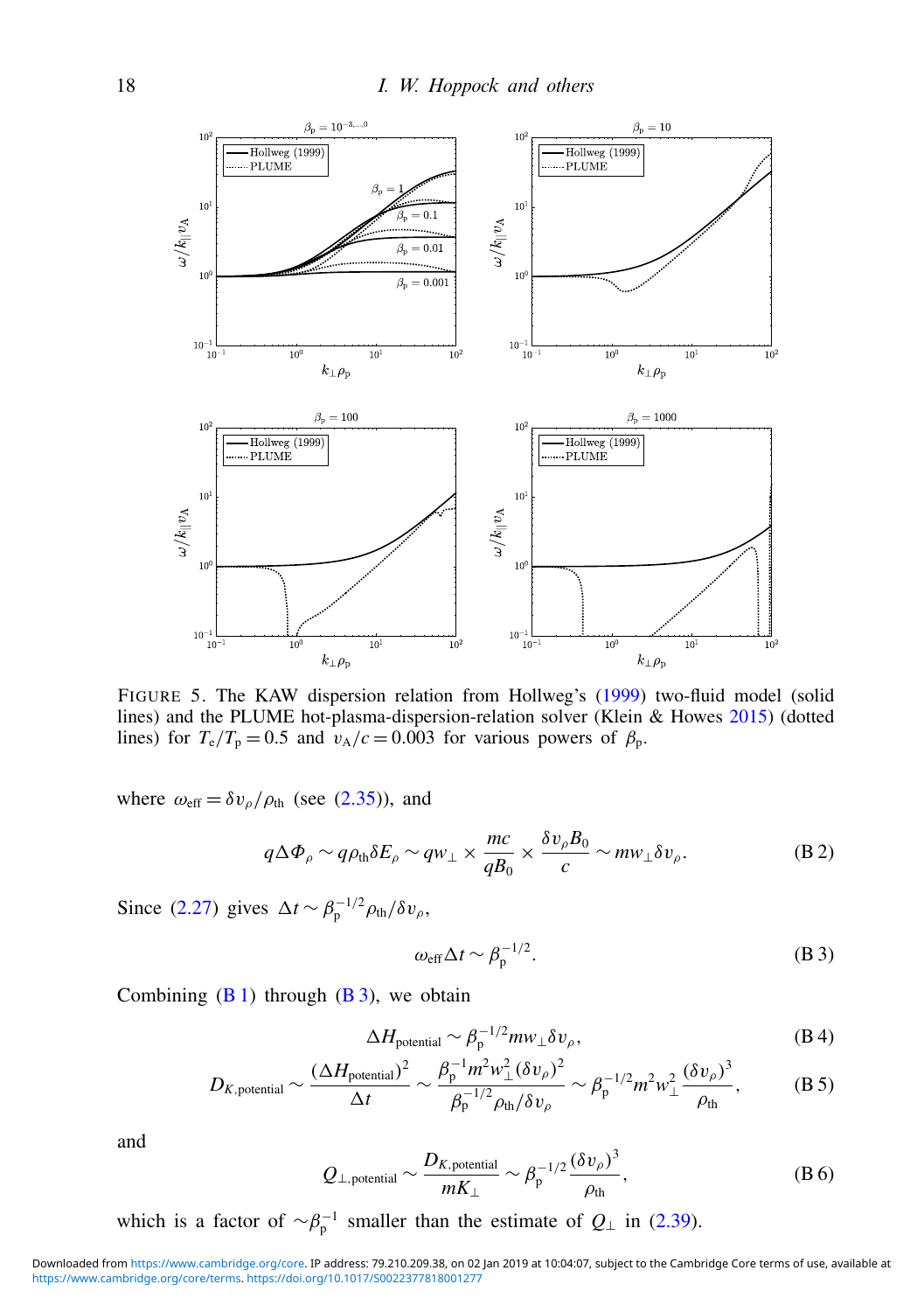FIGURE 5. The KAW dispersion relation from Hollweg's (1999) two-fluid model (solid lines) and the PLUME hot-plasma-dispersion-relation solver (Klein & Howes 2015) (dotted lines) for $T_e/T_p = 0.5$ and $v_A/c = 0.003$ for various powers of $\beta_p$.

where $\omega_{\mathrm{eff}} = \delta v_\rho/\rho_{\mathrm{th}}$ (see (2.35)), and

$$q\Delta\Phi_\rho \sim q\rho_{\mathrm{th}}\delta E_\rho \sim qw_\perp \times \frac{mc}{qB_0} \times \frac{\delta v_\rho B_0}{c} \sim mw_\perp \delta v_\rho. \tag{B 2}$$

Since (2.27) gives $\Delta t \sim \beta_p^{-1/2}\rho_{\mathrm{th}}/\delta v_\rho$,

$$\omega_{\mathrm{eff}}\Delta t \sim \beta_p^{-1/2}. \tag{B 3}$$

Combining (B 1) through (B 3), we obtain

$$\Delta H_{\mathrm{potential}} \sim \beta_p^{-1/2} m w_\perp \delta v_\rho, \tag{B 4}$$

$$D_{K,\mathrm{potential}} \sim \frac{(\Delta H_{\mathrm{potential}})^2}{\Delta t} \sim \frac{\beta_p^{-1} m^2 w_\perp^2 (\delta v_\rho)^2}{\beta_p^{-1/2}\rho_{\mathrm{th}}/\delta v_\rho} \sim \beta_p^{-1/2} m^2 w_\perp^2 \frac{(\delta v_\rho)^3}{\rho_{\mathrm{th}}}, \tag{B 5}$$

and

$$Q_{\perp,\mathrm{potential}} \sim \frac{D_{K,\mathrm{potential}}}{mK_\perp} \sim \beta_p^{-1/2} \frac{(\delta v_\rho)^3}{\rho_{\mathrm{th}}}, \tag{B 6}$$

which is a factor of $\sim\beta_p^{-1}$ smaller than the estimate of $Q_\perp$ in (2.39).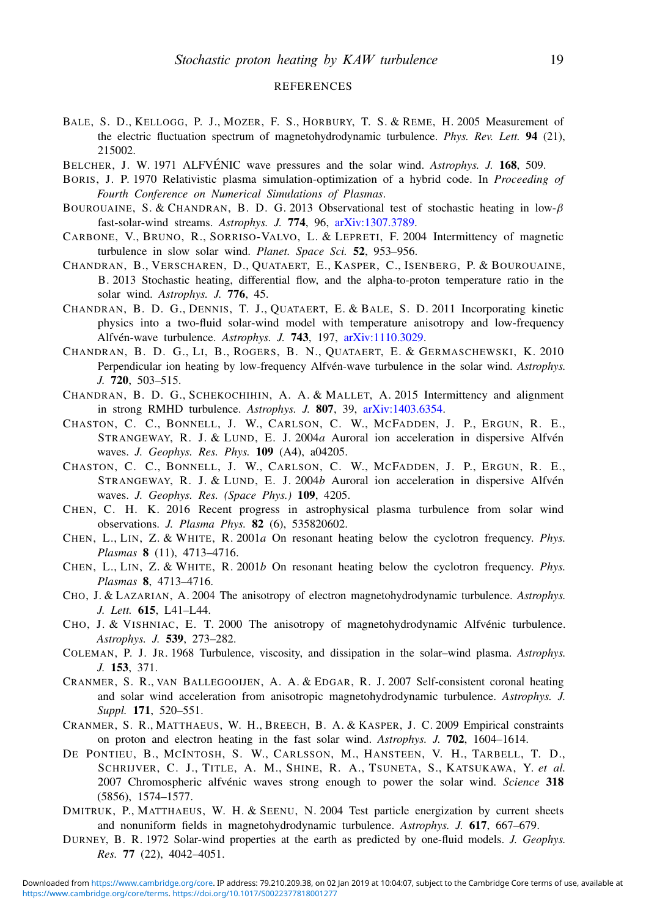## REFERENCES

Bale, S. D., Kellogg, P. J., Mozer, F. S., Horbury, T. S. & Reme, H. 2005 Measurement of the electric fluctuation spectrum of magnetohydrodynamic turbulence. *Phys. Rev. Lett.* **94** (21), 215002.

Belcher, J. W. 1971 ALFVÉNIC wave pressures and the solar wind. *Astrophys. J.* **168**, 509.

Boris, J. P. 1970 Relativistic plasma simulation-optimization of a hybrid code. In *Proceeding of Fourth Conference on Numerical Simulations of Plasmas*.

Bourouaine, S. & Chandran, B. D. G. 2013 Observational test of stochastic heating in low-$\beta$ fast-solar-wind streams. *Astrophys. J.* **774**, 96, arXiv:1307.3789.

Carbone, V., Bruno, R., Sorriso-Valvo, L. & Lepreti, F. 2004 Intermittency of magnetic turbulence in slow solar wind. *Planet. Space Sci.* **52**, 953–956.

Chandran, B., Verscharen, D., Quataert, E., Kasper, C., Isenberg, P. & Bourouaine, B. 2013 Stochastic heating, differential flow, and the alpha-to-proton temperature ratio in the solar wind. *Astrophys. J.* **776**, 45.

Chandran, B. D. G., Dennis, T. J., Quataert, E. & Bale, S. D. 2011 Incorporating kinetic physics into a two-fluid solar-wind model with temperature anisotropy and low-frequency Alfvén-wave turbulence. *Astrophys. J.* **743**, 197, arXiv:1110.3029.

Chandran, B. D. G., Li, B., Rogers, B. N., Quataert, E. & Germaschewski, K. 2010 Perpendicular ion heating by low-frequency Alfvén-wave turbulence in the solar wind. *Astrophys. J.* **720**, 503–515.

Chandran, B. D. G., Schekochihin, A. A. & Mallet, A. 2015 Intermittency and alignment in strong RMHD turbulence. *Astrophys. J.* **807**, 39, arXiv:1403.6354.

Chaston, C. C., Bonnell, J. W., Carlson, C. W., McFadden, J. P., Ergun, R. E., Strangeway, R. J. & Lund, E. J. 2004*a* Auroral ion acceleration in dispersive Alfvén waves. *J. Geophys. Res. Phys.* **109** (A4), a04205.

Chaston, C. C., Bonnell, J. W., Carlson, C. W., McFadden, J. P., Ergun, R. E., Strangeway, R. J. & Lund, E. J. 2004*b* Auroral ion acceleration in dispersive Alfvén waves. *J. Geophys. Res. (Space Phys.)* **109**, 4205.

Chen, C. H. K. 2016 Recent progress in astrophysical plasma turbulence from solar wind observations. *J. Plasma Phys.* **82** (6), 535820602.

Chen, L., Lin, Z. & White, R. 2001*a* On resonant heating below the cyclotron frequency. *Phys. Plasmas* **8** (11), 4713–4716.

Chen, L., Lin, Z. & White, R. 2001*b* On resonant heating below the cyclotron frequency. *Phys. Plasmas* **8**, 4713–4716.

Cho, J. & Lazarian, A. 2004 The anisotropy of electron magnetohydrodynamic turbulence. *Astrophys. J. Lett.* **615**, L41–L44.

Cho, J. & Vishniac, E. T. 2000 The anisotropy of magnetohydrodynamic Alfvénic turbulence. *Astrophys. J.* **539**, 273–282.

Coleman, P. J. Jr. 1968 Turbulence, viscosity, and dissipation in the solar–wind plasma. *Astrophys. J.* **153**, 371.

Cranmer, S. R., van Ballegooijen, A. A. & Edgar, R. J. 2007 Self-consistent coronal heating and solar wind acceleration from anisotropic magnetohydrodynamic turbulence. *Astrophys. J. Suppl.* **171**, 520–551.

Cranmer, S. R., Matthaeus, W. H., Breech, B. A. & Kasper, J. C. 2009 Empirical constraints on proton and electron heating in the fast solar wind. *Astrophys. J.* **702**, 1604–1614.

De Pontieu, B., McIntosh, S. W., Carlsson, M., Hansteen, V. H., Tarbell, T. D., Schrijver, C. J., Title, A. M., Shine, R. A., Tsuneta, S., Katsukawa, Y. *et al.* 2007 Chromospheric alfvénic waves strong enough to power the solar wind. *Science* **318** (5856), 1574–1577.

Dmitruk, P., Matthaeus, W. H. & Seenu, N. 2004 Test particle energization by current sheets and nonuniform fields in magnetohydrodynamic turbulence. *Astrophys. J.* **617**, 667–679.

Durney, B. R. 1972 Solar-wind properties at the earth as predicted by one-fluid models. *J. Geophys. Res.* **77** (22), 4042–4051.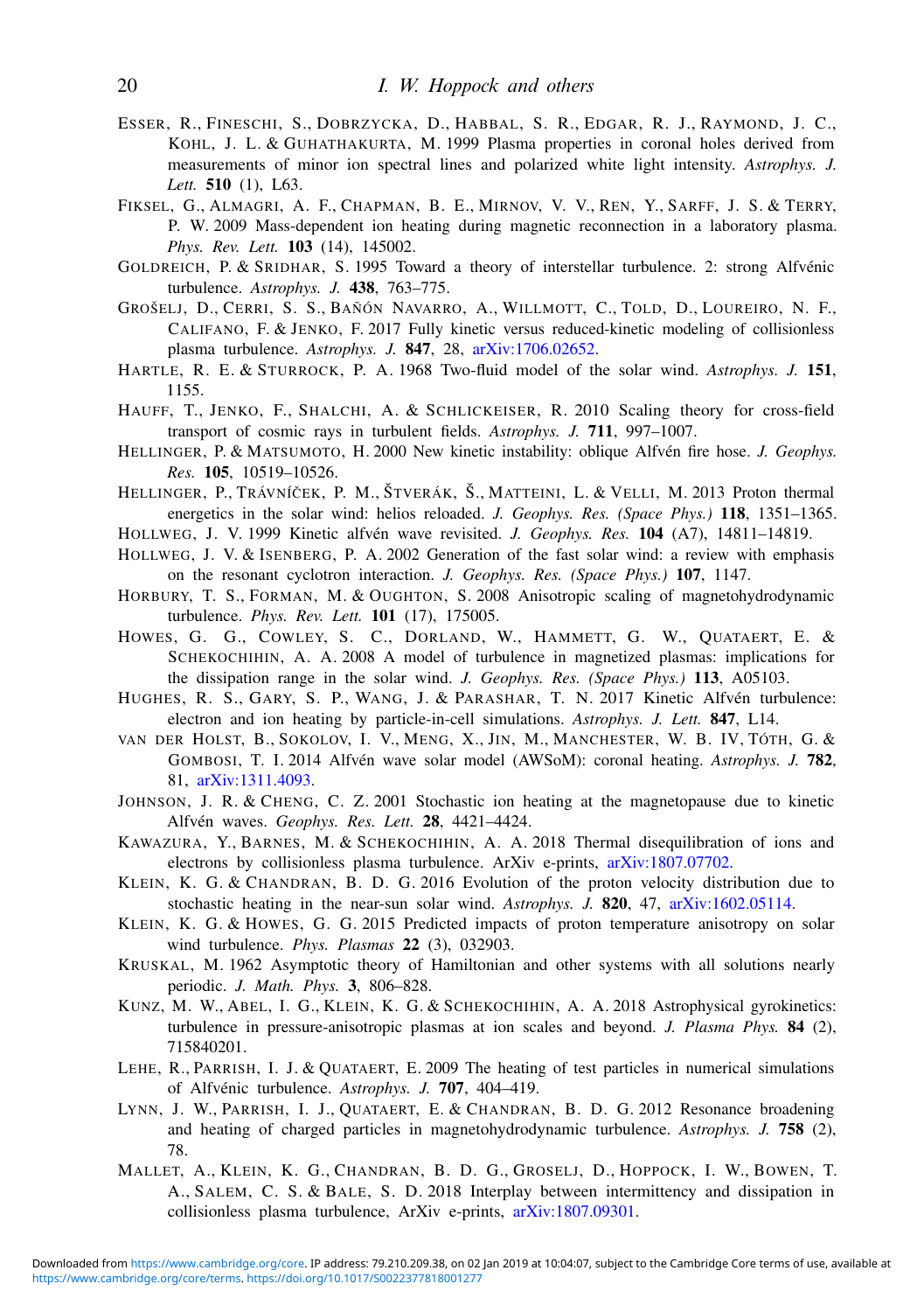ESSER, R., FINESCHI, S., DOBRZYCKA, D., HABBAL, S. R., EDGAR, R. J., RAYMOND, J. C., KOHL, J. L. & GUHATHAKURTA, M. 1999 Plasma properties in coronal holes derived from measurements of minor ion spectral lines and polarized white light intensity. *Astrophys. J. Lett.* **510** (1), L63.

FIKSEL, G., ALMAGRI, A. F., CHAPMAN, B. E., MIRNOV, V. V., REN, Y., SARFF, J. S. & TERRY, P. W. 2009 Mass-dependent ion heating during magnetic reconnection in a laboratory plasma. *Phys. Rev. Lett.* **103** (14), 145002.

GOLDREICH, P. & SRIDHAR, S. 1995 Toward a theory of interstellar turbulence. 2: strong Alfvénic turbulence. *Astrophys. J.* **438**, 763–775.

GROŠELJ, D., CERRI, S. S., BAÑÓN NAVARRO, A., WILLMOTT, C., TOLD, D., LOUREIRO, N. F., CALIFANO, F. & JENKO, F. 2017 Fully kinetic versus reduced-kinetic modeling of collisionless plasma turbulence. *Astrophys. J.* **847**, 28, arXiv:1706.02652.

HARTLE, R. E. & STURROCK, P. A. 1968 Two-fluid model of the solar wind. *Astrophys. J.* **151**, 1155.

HAUFF, T., JENKO, F., SHALCHI, A. & SCHLICKEISER, R. 2010 Scaling theory for cross-field transport of cosmic rays in turbulent fields. *Astrophys. J.* **711**, 997–1007.

HELLINGER, P. & MATSUMOTO, H. 2000 New kinetic instability: oblique Alfvén fire hose. *J. Geophys. Res.* **105**, 10519–10526.

HELLINGER, P., TRÁVNÍČEK, P. M., ŠTVERÁK, Š., MATTEINI, L. & VELLI, M. 2013 Proton thermal energetics in the solar wind: helios reloaded. *J. Geophys. Res. (Space Phys.)* **118**, 1351–1365.

HOLLWEG, J. V. 1999 Kinetic alfvén wave revisited. *J. Geophys. Res.* **104** (A7), 14811–14819.

HOLLWEG, J. V. & ISENBERG, P. A. 2002 Generation of the fast solar wind: a review with emphasis on the resonant cyclotron interaction. *J. Geophys. Res. (Space Phys.)* **107**, 1147.

HORBURY, T. S., FORMAN, M. & OUGHTON, S. 2008 Anisotropic scaling of magnetohydrodynamic turbulence. *Phys. Rev. Lett.* **101** (17), 175005.

HOWES, G. G., COWLEY, S. C., DORLAND, W., HAMMETT, G. W., QUATAERT, E. & SCHEKOCHIHIN, A. A. 2008 A model of turbulence in magnetized plasmas: implications for the dissipation range in the solar wind. *J. Geophys. Res. (Space Phys.)* **113**, A05103.

HUGHES, R. S., GARY, S. P., WANG, J. & PARASHAR, T. N. 2017 Kinetic Alfvén turbulence: electron and ion heating by particle-in-cell simulations. *Astrophys. J. Lett.* **847**, L14.

VAN DER HOLST, B., SOKOLOV, I. V., MENG, X., JIN, M., MANCHESTER, W. B. IV, TÓTH, G. & GOMBOSI, T. I. 2014 Alfvén wave solar model (AWSoM): coronal heating. *Astrophys. J.* **782**, 81, arXiv:1311.4093.

JOHNSON, J. R. & CHENG, C. Z. 2001 Stochastic ion heating at the magnetopause due to kinetic Alfvén waves. *Geophys. Res. Lett.* **28**, 4421–4424.

KAWAZURA, Y., BARNES, M. & SCHEKOCHIHIN, A. A. 2018 Thermal disequilibration of ions and electrons by collisionless plasma turbulence. ArXiv e-prints, arXiv:1807.07702.

KLEIN, K. G. & CHANDRAN, B. D. G. 2016 Evolution of the proton velocity distribution due to stochastic heating in the near-sun solar wind. *Astrophys. J.* **820**, 47, arXiv:1602.05114.

KLEIN, K. G. & HOWES, G. G. 2015 Predicted impacts of proton temperature anisotropy on solar wind turbulence. *Phys. Plasmas* **22** (3), 032903.

KRUSKAL, M. 1962 Asymptotic theory of Hamiltonian and other systems with all solutions nearly periodic. *J. Math. Phys.* **3**, 806–828.

KUNZ, M. W., ABEL, I. G., KLEIN, K. G. & SCHEKOCHIHIN, A. A. 2018 Astrophysical gyrokinetics: turbulence in pressure-anisotropic plasmas at ion scales and beyond. *J. Plasma Phys.* **84** (2), 715840201.

LEHE, R., PARRISH, I. J. & QUATAERT, E. 2009 The heating of test particles in numerical simulations of Alfvénic turbulence. *Astrophys. J.* **707**, 404–419.

LYNN, J. W., PARRISH, I. J., QUATAERT, E. & CHANDRAN, B. D. G. 2012 Resonance broadening and heating of charged particles in magnetohydrodynamic turbulence. *Astrophys. J.* **758** (2), 78.

MALLET, A., KLEIN, K. G., CHANDRAN, B. D. G., GROSELJ, D., HOPPOCK, I. W., BOWEN, T. A., SALEM, C. S. & BALE, S. D. 2018 Interplay between intermittency and dissipation in collisionless plasma turbulence, ArXiv e-prints, arXiv:1807.09301.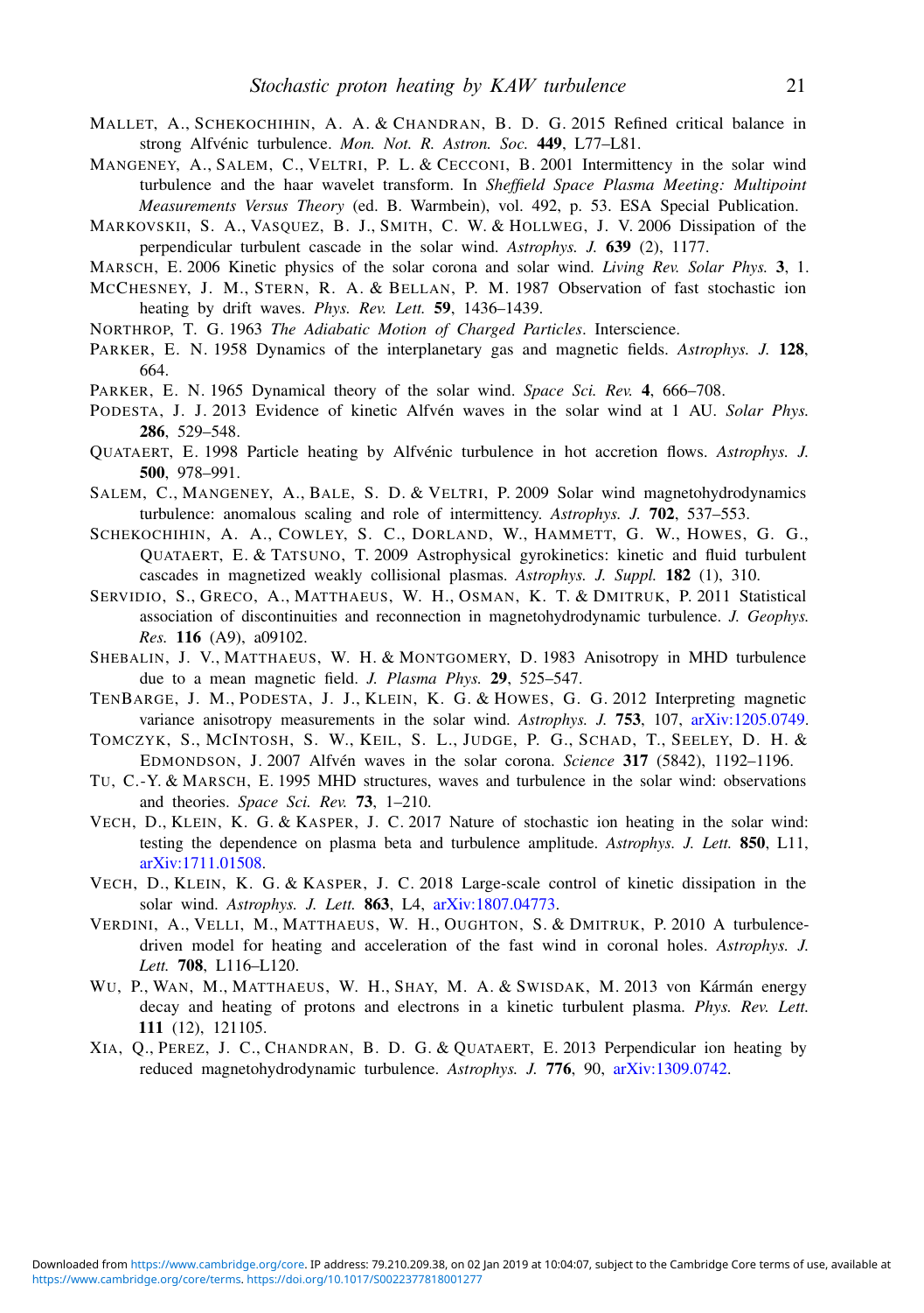MALLET, A., SCHEKOCHIHIN, A. A. & CHANDRAN, B. D. G. 2015 Refined critical balance in strong Alfvénic turbulence. *Mon. Not. R. Astron. Soc.* **449**, L77–L81.

MANGENEY, A., SALEM, C., VELTRI, P. L. & CECCONI, B. 2001 Intermittency in the solar wind turbulence and the haar wavelet transform. In *Sheffield Space Plasma Meeting: Multipoint Measurements Versus Theory* (ed. B. Warmbein), vol. 492, p. 53. ESA Special Publication.

MARKOVSKII, S. A., VASQUEZ, B. J., SMITH, C. W. & HOLLWEG, J. V. 2006 Dissipation of the perpendicular turbulent cascade in the solar wind. *Astrophys. J.* **639** (2), 1177.

MARSCH, E. 2006 Kinetic physics of the solar corona and solar wind. *Living Rev. Solar Phys.* **3**, 1.

MCCHESNEY, J. M., STERN, R. A. & BELLAN, P. M. 1987 Observation of fast stochastic ion heating by drift waves. *Phys. Rev. Lett.* **59**, 1436–1439.

NORTHROP, T. G. 1963 *The Adiabatic Motion of Charged Particles*. Interscience.

PARKER, E. N. 1958 Dynamics of the interplanetary gas and magnetic fields. *Astrophys. J.* **128**, 664.

PARKER, E. N. 1965 Dynamical theory of the solar wind. *Space Sci. Rev.* **4**, 666–708.

PODESTA, J. J. 2013 Evidence of kinetic Alfvén waves in the solar wind at 1 AU. *Solar Phys.* **286**, 529–548.

QUATAERT, E. 1998 Particle heating by Alfvénic turbulence in hot accretion flows. *Astrophys. J.* **500**, 978–991.

SALEM, C., MANGENEY, A., BALE, S. D. & VELTRI, P. 2009 Solar wind magnetohydrodynamics turbulence: anomalous scaling and role of intermittency. *Astrophys. J.* **702**, 537–553.

SCHEKOCHIHIN, A. A., COWLEY, S. C., DORLAND, W., HAMMETT, G. W., HOWES, G. G., QUATAERT, E. & TATSUNO, T. 2009 Astrophysical gyrokinetics: kinetic and fluid turbulent cascades in magnetized weakly collisional plasmas. *Astrophys. J. Suppl.* **182** (1), 310.

SERVIDIO, S., GRECO, A., MATTHAEUS, W. H., OSMAN, K. T. & DMITRUK, P. 2011 Statistical association of discontinuities and reconnection in magnetohydrodynamic turbulence. *J. Geophys. Res.* **116** (A9), a09102.

SHEBALIN, J. V., MATTHAEUS, W. H. & MONTGOMERY, D. 1983 Anisotropy in MHD turbulence due to a mean magnetic field. *J. Plasma Phys.* **29**, 525–547.

TENBARGE, J. M., PODESTA, J. J., KLEIN, K. G. & HOWES, G. G. 2012 Interpreting magnetic variance anisotropy measurements in the solar wind. *Astrophys. J.* **753**, 107, arXiv:1205.0749.

TOMCZYK, S., MCINTOSH, S. W., KEIL, S. L., JUDGE, P. G., SCHAD, T., SEELEY, D. H. & EDMONDSON, J. 2007 Alfvén waves in the solar corona. *Science* **317** (5842), 1192–1196.

TU, C.-Y. & MARSCH, E. 1995 MHD structures, waves and turbulence in the solar wind: observations and theories. *Space Sci. Rev.* **73**, 1–210.

VECH, D., KLEIN, K. G. & KASPER, J. C. 2017 Nature of stochastic ion heating in the solar wind: testing the dependence on plasma beta and turbulence amplitude. *Astrophys. J. Lett.* **850**, L11, arXiv:1711.01508.

VECH, D., KLEIN, K. G. & KASPER, J. C. 2018 Large-scale control of kinetic dissipation in the solar wind. *Astrophys. J. Lett.* **863**, L4, arXiv:1807.04773.

VERDINI, A., VELLI, M., MATTHAEUS, W. H., OUGHTON, S. & DMITRUK, P. 2010 A turbulence-driven model for heating and acceleration of the fast wind in coronal holes. *Astrophys. J. Lett.* **708**, L116–L120.

WU, P., WAN, M., MATTHAEUS, W. H., SHAY, M. A. & SWISDAK, M. 2013 von Kármán energy decay and heating of protons and electrons in a kinetic turbulent plasma. *Phys. Rev. Lett.* **111** (12), 121105.

XIA, Q., PEREZ, J. C., CHANDRAN, B. D. G. & QUATAERT, E. 2013 Perpendicular ion heating by reduced magnetohydrodynamic turbulence. *Astrophys. J.* **776**, 90, arXiv:1309.0742.